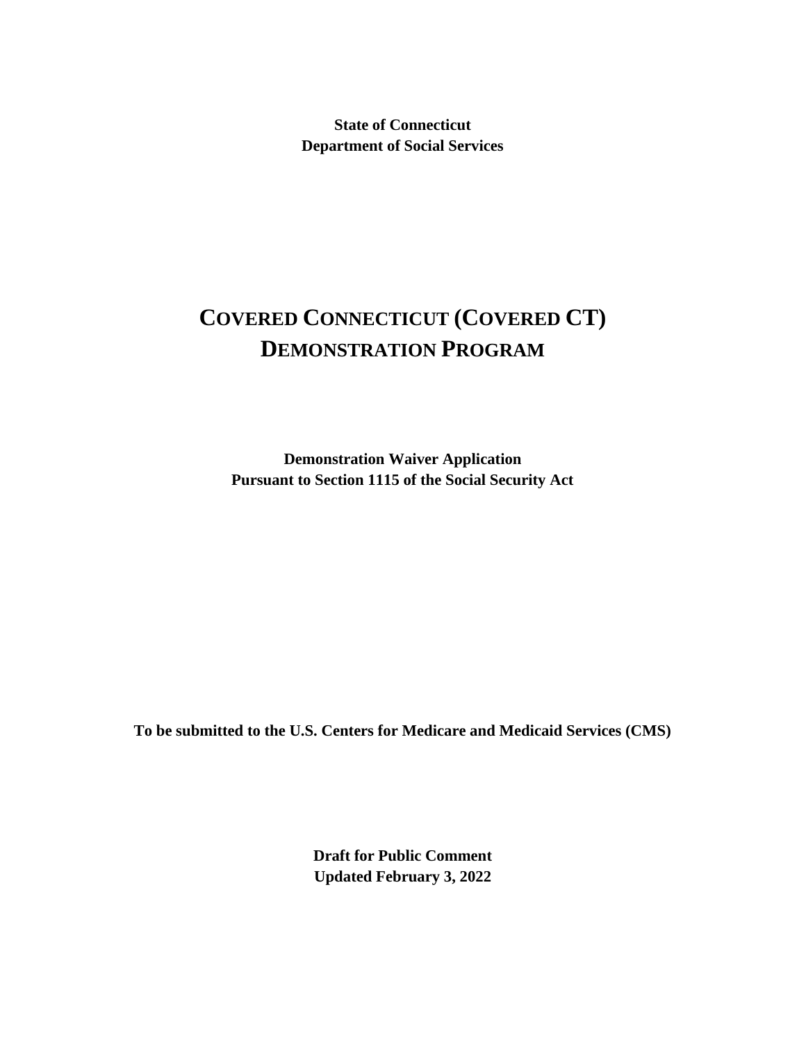**State of Connecticut**
**Department of Social Services**

# COVERED CONNECTICUT (COVERED CT) DEMONSTRATION PROGRAM

**Demonstration Waiver Application**
**Pursuant to Section 1115 of the Social Security Act**

**To be submitted to the U.S. Centers for Medicare and Medicaid Services (CMS)**

**Draft for Public Comment**
**Updated February 3, 2022**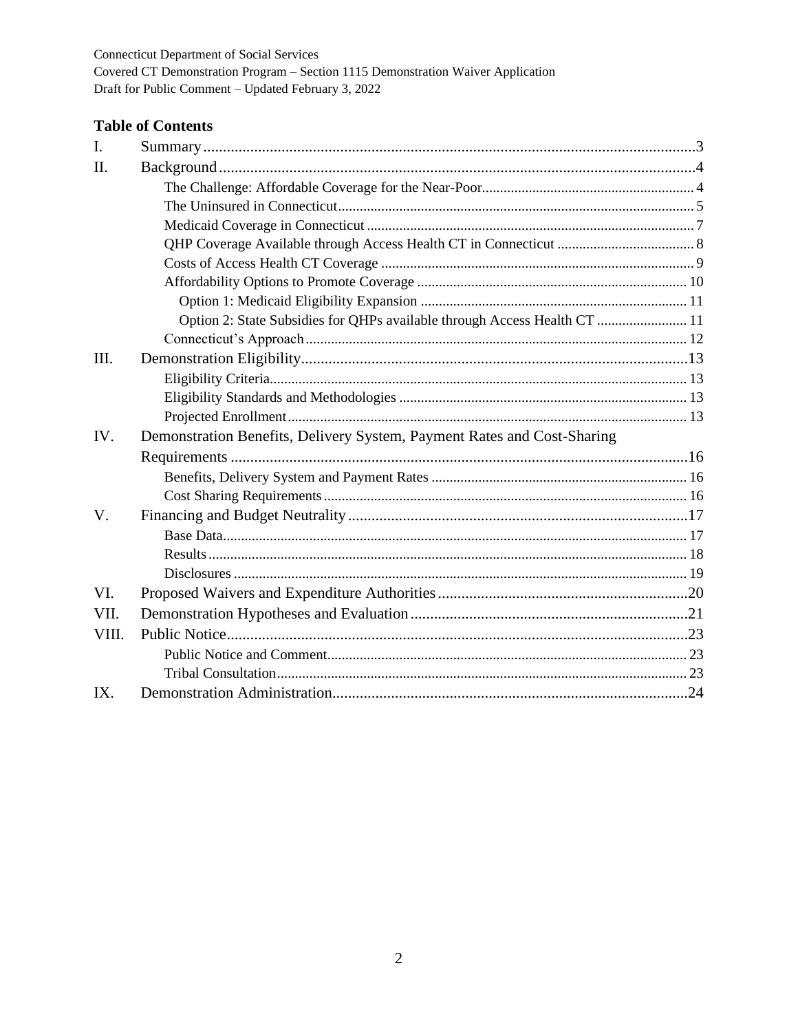## Table of Contents

- I. Summary ... 3
- II. Background ... 4
  - The Challenge: Affordable Coverage for the Near-Poor ... 4
  - The Uninsured in Connecticut ... 5
  - Medicaid Coverage in Connecticut ... 7
  - QHP Coverage Available through Access Health CT in Connecticut ... 8
  - Costs of Access Health CT Coverage ... 9
  - Affordability Options to Promote Coverage ... 10
    - Option 1: Medicaid Eligibility Expansion ... 11
    - Option 2: State Subsidies for QHPs available through Access Health CT ... 11
  - Connecticut's Approach ... 12
- III. Demonstration Eligibility ... 13
  - Eligibility Criteria ... 13
  - Eligibility Standards and Methodologies ... 13
  - Projected Enrollment ... 13
- IV. Demonstration Benefits, Delivery System, Payment Rates and Cost-Sharing Requirements ... 16
  - Benefits, Delivery System and Payment Rates ... 16
  - Cost Sharing Requirements ... 16
- V. Financing and Budget Neutrality ... 17
  - Base Data ... 17
  - Results ... 18
  - Disclosures ... 19
- VI. Proposed Waivers and Expenditure Authorities ... 20
- VII. Demonstration Hypotheses and Evaluation ... 21
- VIII. Public Notice ... 23
  - Public Notice and Comment ... 23
  - Tribal Consultation ... 23
- IX. Demonstration Administration ... 24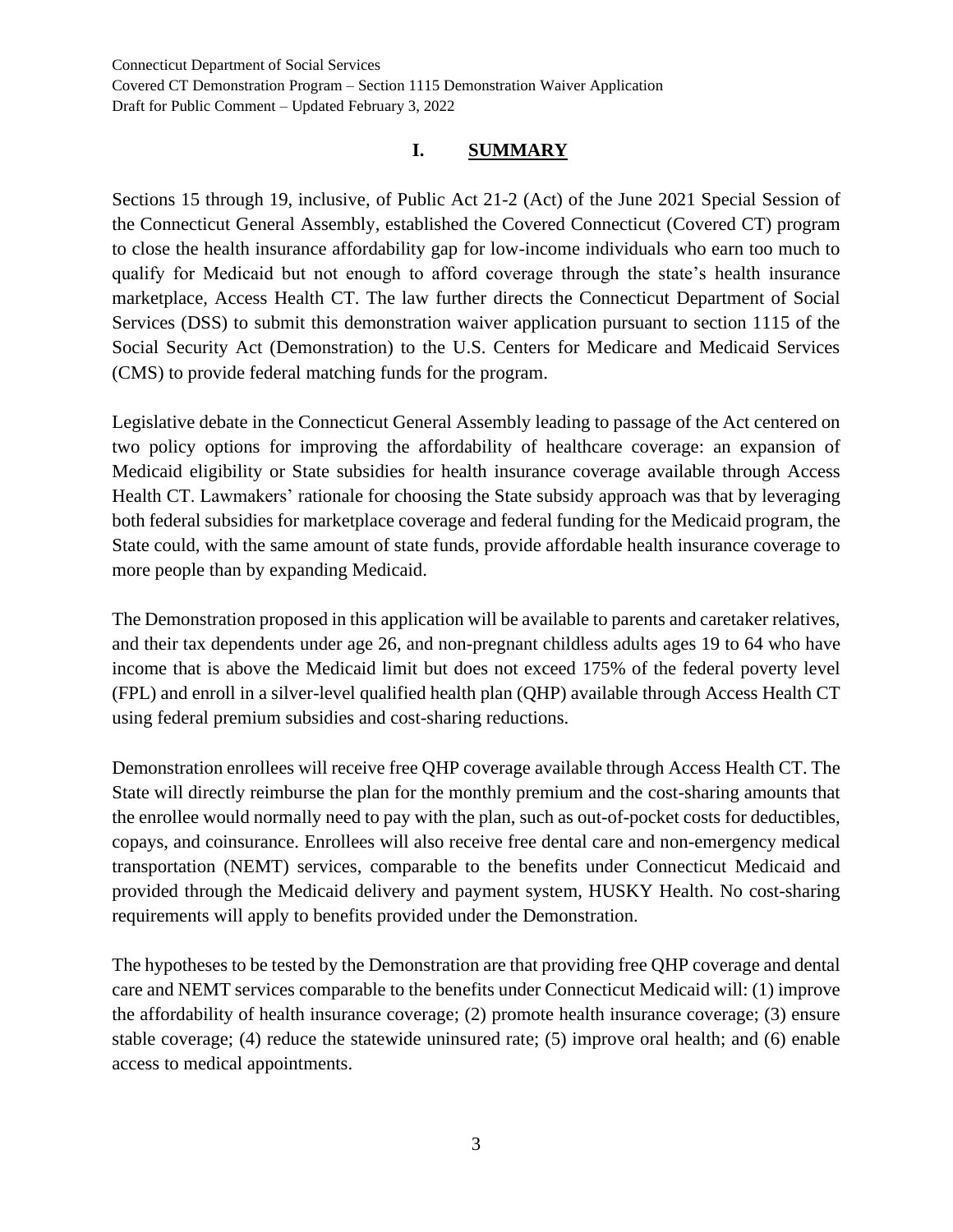# I. SUMMARY

Sections 15 through 19, inclusive, of Public Act 21-2 (Act) of the June 2021 Special Session of the Connecticut General Assembly, established the Covered Connecticut (Covered CT) program to close the health insurance affordability gap for low-income individuals who earn too much to qualify for Medicaid but not enough to afford coverage through the state's health insurance marketplace, Access Health CT. The law further directs the Connecticut Department of Social Services (DSS) to submit this demonstration waiver application pursuant to section 1115 of the Social Security Act (Demonstration) to the U.S. Centers for Medicare and Medicaid Services (CMS) to provide federal matching funds for the program.

Legislative debate in the Connecticut General Assembly leading to passage of the Act centered on two policy options for improving the affordability of healthcare coverage: an expansion of Medicaid eligibility or State subsidies for health insurance coverage available through Access Health CT. Lawmakers' rationale for choosing the State subsidy approach was that by leveraging both federal subsidies for marketplace coverage and federal funding for the Medicaid program, the State could, with the same amount of state funds, provide affordable health insurance coverage to more people than by expanding Medicaid.

The Demonstration proposed in this application will be available to parents and caretaker relatives, and their tax dependents under age 26, and non-pregnant childless adults ages 19 to 64 who have income that is above the Medicaid limit but does not exceed 175% of the federal poverty level (FPL) and enroll in a silver-level qualified health plan (QHP) available through Access Health CT using federal premium subsidies and cost-sharing reductions.

Demonstration enrollees will receive free QHP coverage available through Access Health CT. The State will directly reimburse the plan for the monthly premium and the cost-sharing amounts that the enrollee would normally need to pay with the plan, such as out-of-pocket costs for deductibles, copays, and coinsurance. Enrollees will also receive free dental care and non-emergency medical transportation (NEMT) services, comparable to the benefits under Connecticut Medicaid and provided through the Medicaid delivery and payment system, HUSKY Health. No cost-sharing requirements will apply to benefits provided under the Demonstration.

The hypotheses to be tested by the Demonstration are that providing free QHP coverage and dental care and NEMT services comparable to the benefits under Connecticut Medicaid will: (1) improve the affordability of health insurance coverage; (2) promote health insurance coverage; (3) ensure stable coverage; (4) reduce the statewide uninsured rate; (5) improve oral health; and (6) enable access to medical appointments.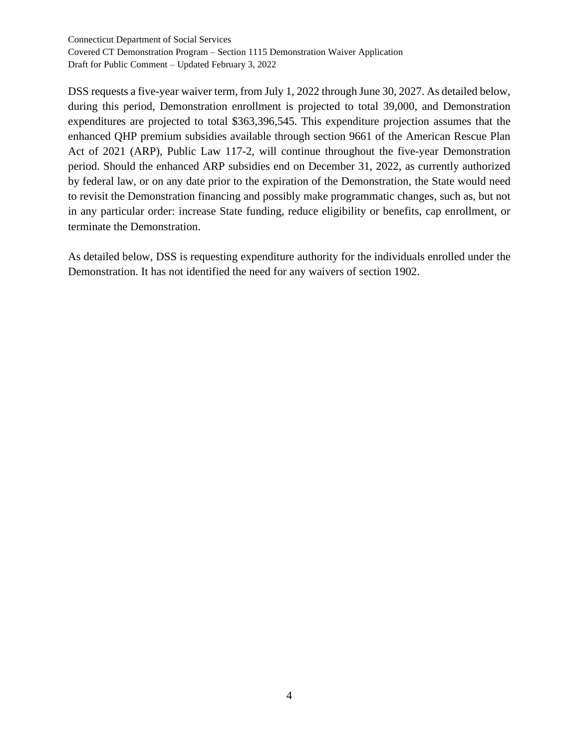DSS requests a five-year waiver term, from July 1, 2022 through June 30, 2027. As detailed below, during this period, Demonstration enrollment is projected to total 39,000, and Demonstration expenditures are projected to total $363,396,545. This expenditure projection assumes that the enhanced QHP premium subsidies available through section 9661 of the American Rescue Plan Act of 2021 (ARP), Public Law 117-2, will continue throughout the five-year Demonstration period. Should the enhanced ARP subsidies end on December 31, 2022, as currently authorized by federal law, or on any date prior to the expiration of the Demonstration, the State would need to revisit the Demonstration financing and possibly make programmatic changes, such as, but not in any particular order: increase State funding, reduce eligibility or benefits, cap enrollment, or terminate the Demonstration.

As detailed below, DSS is requesting expenditure authority for the individuals enrolled under the Demonstration. It has not identified the need for any waivers of section 1902.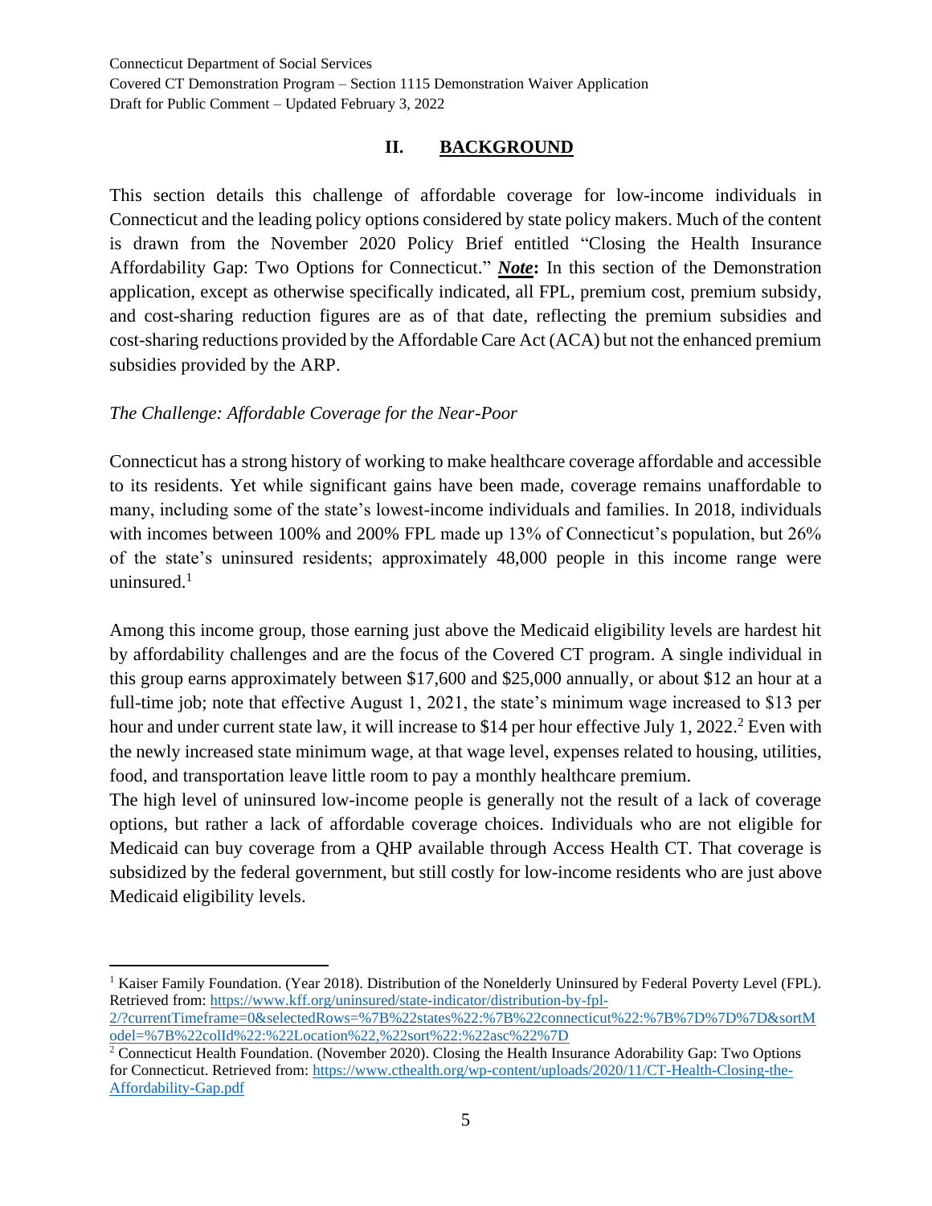## II. BACKGROUND

This section details this challenge of affordable coverage for low-income individuals in Connecticut and the leading policy options considered by state policy makers. Much of the content is drawn from the November 2020 Policy Brief entitled "Closing the Health Insurance Affordability Gap: Two Options for Connecticut." ***Note*:** In this section of the Demonstration application, except as otherwise specifically indicated, all FPL, premium cost, premium subsidy, and cost-sharing reduction figures are as of that date, reflecting the premium subsidies and cost-sharing reductions provided by the Affordable Care Act (ACA) but not the enhanced premium subsidies provided by the ARP.

*The Challenge: Affordable Coverage for the Near-Poor*

Connecticut has a strong history of working to make healthcare coverage affordable and accessible to its residents. Yet while significant gains have been made, coverage remains unaffordable to many, including some of the state's lowest-income individuals and families. In 2018, individuals with incomes between 100% and 200% FPL made up 13% of Connecticut's population, but 26% of the state's uninsured residents; approximately 48,000 people in this income range were uninsured.[1]

Among this income group, those earning just above the Medicaid eligibility levels are hardest hit by affordability challenges and are the focus of the Covered CT program. A single individual in this group earns approximately between $17,600 and $25,000 annually, or about $12 an hour at a full-time job; note that effective August 1, 2021, the state's minimum wage increased to $13 per hour and under current state law, it will increase to $14 per hour effective July 1, 2022.[2] Even with the newly increased state minimum wage, at that wage level, expenses related to housing, utilities, food, and transportation leave little room to pay a monthly healthcare premium.

The high level of uninsured low-income people is generally not the result of a lack of coverage options, but rather a lack of affordable coverage choices. Individuals who are not eligible for Medicaid can buy coverage from a QHP available through Access Health CT. That coverage is subsidized by the federal government, but still costly for low-income residents who are just above Medicaid eligibility levels.

---

[1] Kaiser Family Foundation. (Year 2018). Distribution of the Nonelderly Uninsured by Federal Poverty Level (FPL). Retrieved from: https://www.kff.org/uninsured/state-indicator/distribution-by-fpl-2/?currentTimeframe=0&selectedRows=%7B%22states%22:%7B%22connecticut%22:%7B%7D%7D%7D&sortModel=%7B%22colId%22:%22Location%22,%22sort%22:%22asc%22%7D

[2] Connecticut Health Foundation. (November 2020). Closing the Health Insurance Adorability Gap: Two Options for Connecticut. Retrieved from: https://www.cthealth.org/wp-content/uploads/2020/11/CT-Health-Closing-the-Affordability-Gap.pdf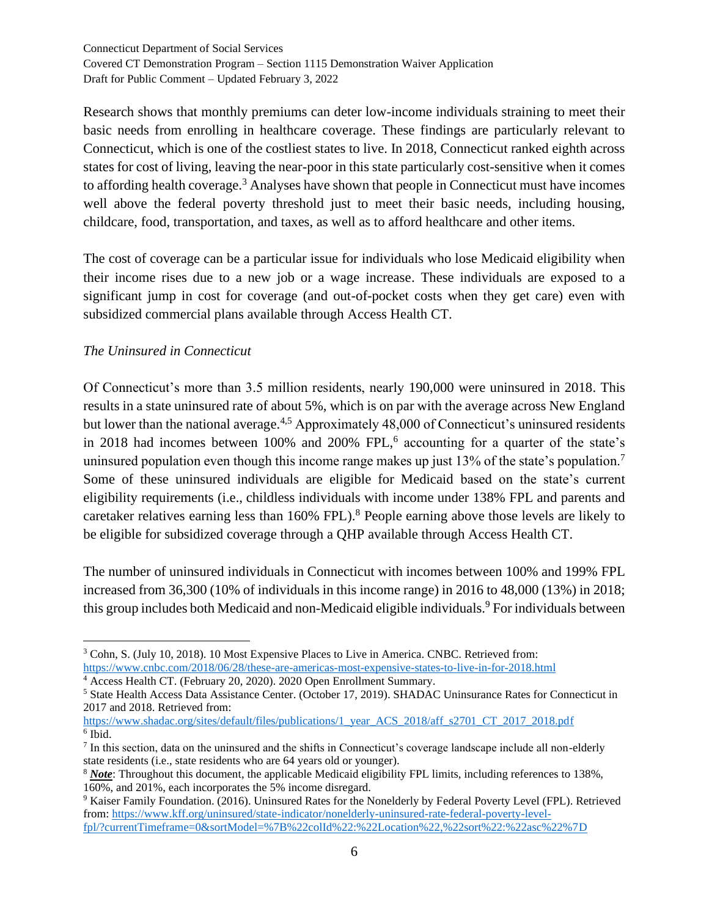Research shows that monthly premiums can deter low-income individuals straining to meet their basic needs from enrolling in healthcare coverage. These findings are particularly relevant to Connecticut, which is one of the costliest states to live. In 2018, Connecticut ranked eighth across states for cost of living, leaving the near-poor in this state particularly cost-sensitive when it comes to affording health coverage.[3] Analyses have shown that people in Connecticut must have incomes well above the federal poverty threshold just to meet their basic needs, including housing, childcare, food, transportation, and taxes, as well as to afford healthcare and other items.

The cost of coverage can be a particular issue for individuals who lose Medicaid eligibility when their income rises due to a new job or a wage increase. These individuals are exposed to a significant jump in cost for coverage (and out-of-pocket costs when they get care) even with subsidized commercial plans available through Access Health CT.

*The Uninsured in Connecticut*

Of Connecticut's more than 3.5 million residents, nearly 190,000 were uninsured in 2018. This results in a state uninsured rate of about 5%, which is on par with the average across New England but lower than the national average.[4,5] Approximately 48,000 of Connecticut's uninsured residents in 2018 had incomes between 100% and 200% FPL,[6] accounting for a quarter of the state's uninsured population even though this income range makes up just 13% of the state's population.[7] Some of these uninsured individuals are eligible for Medicaid based on the state's current eligibility requirements (i.e., childless individuals with income under 138% FPL and parents and caretaker relatives earning less than 160% FPL).[8] People earning above those levels are likely to be eligible for subsidized coverage through a QHP available through Access Health CT.

The number of uninsured individuals in Connecticut with incomes between 100% and 199% FPL increased from 36,300 (10% of individuals in this income range) in 2016 to 48,000 (13%) in 2018; this group includes both Medicaid and non-Medicaid eligible individuals.[9] For individuals between

---

[3] Cohn, S. (July 10, 2018). 10 Most Expensive Places to Live in America. CNBC. Retrieved from: https://www.cnbc.com/2018/06/28/these-are-americas-most-expensive-states-to-live-in-for-2018.html

[4] Access Health CT. (February 20, 2020). 2020 Open Enrollment Summary.

[5] State Health Access Data Assistance Center. (October 17, 2019). SHADAC Uninsurance Rates for Connecticut in 2017 and 2018. Retrieved from: https://www.shadac.org/sites/default/files/publications/1_year_ACS_2018/aff_s2701_CT_2017_2018.pdf

[6] Ibid.

[7] In this section, data on the uninsured and the shifts in Connecticut's coverage landscape include all non-elderly state residents (i.e., state residents who are 64 years old or younger).

[8] ***Note***: Throughout this document, the applicable Medicaid eligibility FPL limits, including references to 138%, 160%, and 201%, each incorporates the 5% income disregard.

[9] Kaiser Family Foundation. (2016). Uninsured Rates for the Nonelderly by Federal Poverty Level (FPL). Retrieved from: https://www.kff.org/uninsured/state-indicator/nonelderly-uninsured-rate-federal-poverty-level-fpl/?currentTimeframe=0&sortModel=%7B%22colId%22:%22Location%22,%22sort%22:%22asc%22%7D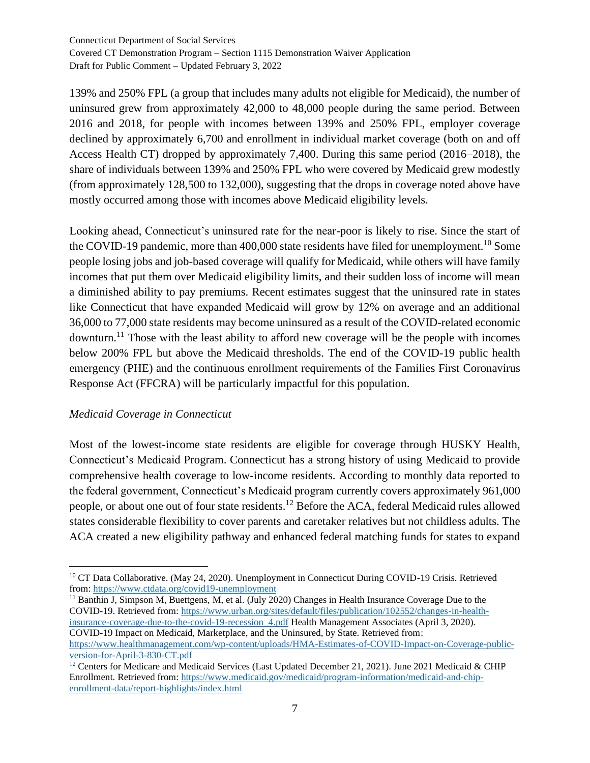139% and 250% FPL (a group that includes many adults not eligible for Medicaid), the number of uninsured grew from approximately 42,000 to 48,000 people during the same period. Between 2016 and 2018, for people with incomes between 139% and 250% FPL, employer coverage declined by approximately 6,700 and enrollment in individual market coverage (both on and off Access Health CT) dropped by approximately 7,400. During this same period (2016–2018), the share of individuals between 139% and 250% FPL who were covered by Medicaid grew modestly (from approximately 128,500 to 132,000), suggesting that the drops in coverage noted above have mostly occurred among those with incomes above Medicaid eligibility levels.

Looking ahead, Connecticut's uninsured rate for the near-poor is likely to rise. Since the start of the COVID-19 pandemic, more than 400,000 state residents have filed for unemployment.[10] Some people losing jobs and job-based coverage will qualify for Medicaid, while others will have family incomes that put them over Medicaid eligibility limits, and their sudden loss of income will mean a diminished ability to pay premiums. Recent estimates suggest that the uninsured rate in states like Connecticut that have expanded Medicaid will grow by 12% on average and an additional 36,000 to 77,000 state residents may become uninsured as a result of the COVID-related economic downturn.[11] Those with the least ability to afford new coverage will be the people with incomes below 200% FPL but above the Medicaid thresholds. The end of the COVID-19 public health emergency (PHE) and the continuous enrollment requirements of the Families First Coronavirus Response Act (FFCRA) will be particularly impactful for this population.

*Medicaid Coverage in Connecticut*

Most of the lowest-income state residents are eligible for coverage through HUSKY Health, Connecticut's Medicaid Program. Connecticut has a strong history of using Medicaid to provide comprehensive health coverage to low-income residents. According to monthly data reported to the federal government, Connecticut's Medicaid program currently covers approximately 961,000 people, or about one out of four state residents.[12] Before the ACA, federal Medicaid rules allowed states considerable flexibility to cover parents and caretaker relatives but not childless adults. The ACA created a new eligibility pathway and enhanced federal matching funds for states to expand

---

[10] CT Data Collaborative. (May 24, 2020). Unemployment in Connecticut During COVID-19 Crisis. Retrieved from: https://www.ctdata.org/covid19-unemployment

[11] Banthin J, Simpson M, Buettgens, M, et al. (July 2020) Changes in Health Insurance Coverage Due to the COVID-19. Retrieved from: https://www.urban.org/sites/default/files/publication/102552/changes-in-health-insurance-coverage-due-to-the-covid-19-recession_4.pdf Health Management Associates (April 3, 2020). COVID-19 Impact on Medicaid, Marketplace, and the Uninsured, by State. Retrieved from: https://www.healthmanagement.com/wp-content/uploads/HMA-Estimates-of-COVID-Impact-on-Coverage-public-version-for-April-3-830-CT.pdf

[12] Centers for Medicare and Medicaid Services (Last Updated December 21, 2021). June 2021 Medicaid & CHIP Enrollment. Retrieved from: https://www.medicaid.gov/medicaid/program-information/medicaid-and-chip-enrollment-data/report-highlights/index.html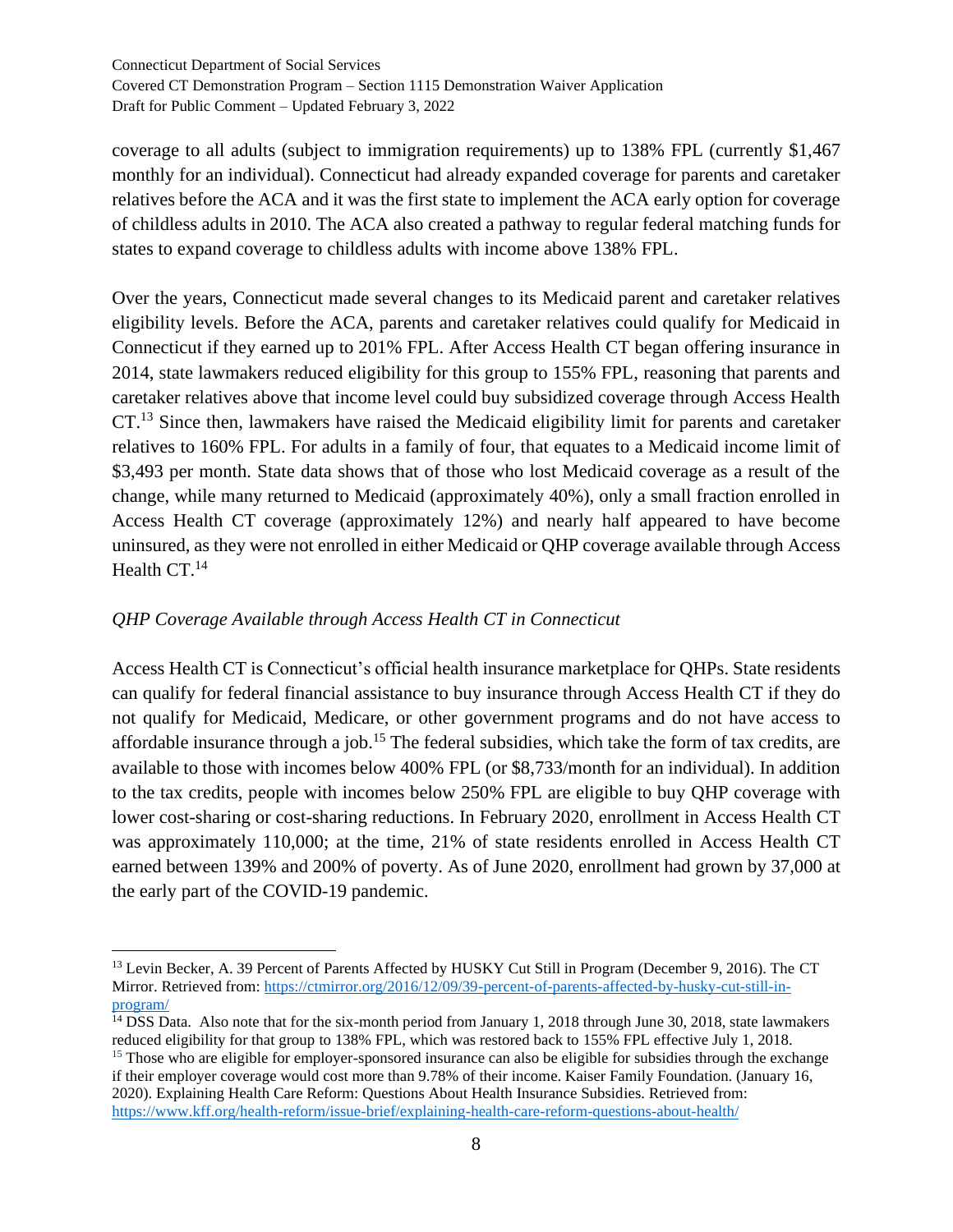coverage to all adults (subject to immigration requirements) up to 138% FPL (currently $1,467 monthly for an individual). Connecticut had already expanded coverage for parents and caretaker relatives before the ACA and it was the first state to implement the ACA early option for coverage of childless adults in 2010. The ACA also created a pathway to regular federal matching funds for states to expand coverage to childless adults with income above 138% FPL.

Over the years, Connecticut made several changes to its Medicaid parent and caretaker relatives eligibility levels. Before the ACA, parents and caretaker relatives could qualify for Medicaid in Connecticut if they earned up to 201% FPL. After Access Health CT began offering insurance in 2014, state lawmakers reduced eligibility for this group to 155% FPL, reasoning that parents and caretaker relatives above that income level could buy subsidized coverage through Access Health CT.[13] Since then, lawmakers have raised the Medicaid eligibility limit for parents and caretaker relatives to 160% FPL. For adults in a family of four, that equates to a Medicaid income limit of $3,493 per month. State data shows that of those who lost Medicaid coverage as a result of the change, while many returned to Medicaid (approximately 40%), only a small fraction enrolled in Access Health CT coverage (approximately 12%) and nearly half appeared to have become uninsured, as they were not enrolled in either Medicaid or QHP coverage available through Access Health CT.[14]

*QHP Coverage Available through Access Health CT in Connecticut*

Access Health CT is Connecticut's official health insurance marketplace for QHPs. State residents can qualify for federal financial assistance to buy insurance through Access Health CT if they do not qualify for Medicaid, Medicare, or other government programs and do not have access to affordable insurance through a job.[15] The federal subsidies, which take the form of tax credits, are available to those with incomes below 400% FPL (or $8,733/month for an individual). In addition to the tax credits, people with incomes below 250% FPL are eligible to buy QHP coverage with lower cost-sharing or cost-sharing reductions. In February 2020, enrollment in Access Health CT was approximately 110,000; at the time, 21% of state residents enrolled in Access Health CT earned between 139% and 200% of poverty. As of June 2020, enrollment had grown by 37,000 at the early part of the COVID-19 pandemic.

---

[13] Levin Becker, A. 39 Percent of Parents Affected by HUSKY Cut Still in Program (December 9, 2016). The CT Mirror. Retrieved from: https://ctmirror.org/2016/12/09/39-percent-of-parents-affected-by-husky-cut-still-in-program/

[14] DSS Data. Also note that for the six-month period from January 1, 2018 through June 30, 2018, state lawmakers reduced eligibility for that group to 138% FPL, which was restored back to 155% FPL effective July 1, 2018.

[15] Those who are eligible for employer-sponsored insurance can also be eligible for subsidies through the exchange if their employer coverage would cost more than 9.78% of their income. Kaiser Family Foundation. (January 16, 2020). Explaining Health Care Reform: Questions About Health Insurance Subsidies. Retrieved from: https://www.kff.org/health-reform/issue-brief/explaining-health-care-reform-questions-about-health/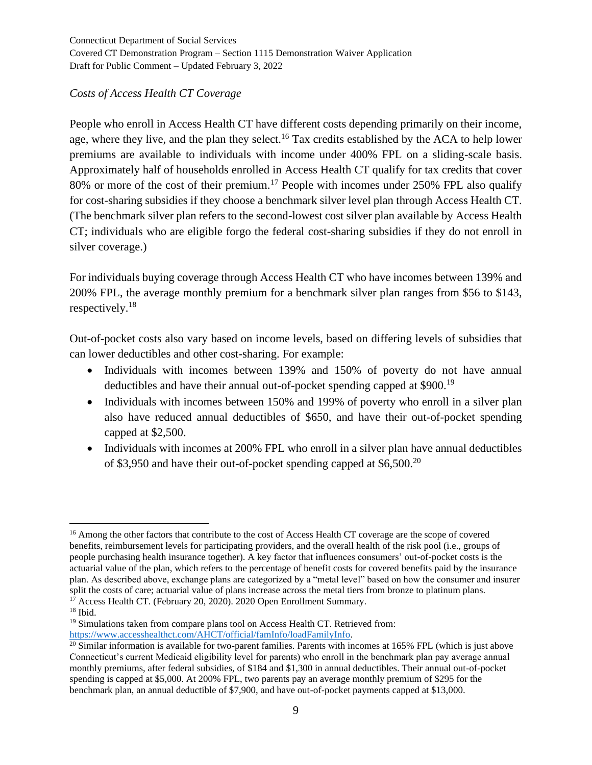*Costs of Access Health CT Coverage*

People who enroll in Access Health CT have different costs depending primarily on their income, age, where they live, and the plan they select.[16] Tax credits established by the ACA to help lower premiums are available to individuals with income under 400% FPL on a sliding-scale basis. Approximately half of households enrolled in Access Health CT qualify for tax credits that cover 80% or more of the cost of their premium.[17] People with incomes under 250% FPL also qualify for cost-sharing subsidies if they choose a benchmark silver level plan through Access Health CT. (The benchmark silver plan refers to the second-lowest cost silver plan available by Access Health CT; individuals who are eligible forgo the federal cost-sharing subsidies if they do not enroll in silver coverage.)

For individuals buying coverage through Access Health CT who have incomes between 139% and 200% FPL, the average monthly premium for a benchmark silver plan ranges from $56 to $143, respectively.[18]

Out-of-pocket costs also vary based on income levels, based on differing levels of subsidies that can lower deductibles and other cost-sharing. For example:

- Individuals with incomes between 139% and 150% of poverty do not have annual deductibles and have their annual out-of-pocket spending capped at $900.[19]
- Individuals with incomes between 150% and 199% of poverty who enroll in a silver plan also have reduced annual deductibles of $650, and have their out-of-pocket spending capped at $2,500.
- Individuals with incomes at 200% FPL who enroll in a silver plan have annual deductibles of $3,950 and have their out-of-pocket spending capped at $6,500.[20]

---

[16] Among the other factors that contribute to the cost of Access Health CT coverage are the scope of covered benefits, reimbursement levels for participating providers, and the overall health of the risk pool (i.e., groups of people purchasing health insurance together). A key factor that influences consumers' out-of-pocket costs is the actuarial value of the plan, which refers to the percentage of benefit costs for covered benefits paid by the insurance plan. As described above, exchange plans are categorized by a "metal level" based on how the consumer and insurer split the costs of care; actuarial value of plans increase across the metal tiers from bronze to platinum plans.

[17] Access Health CT. (February 20, 2020). 2020 Open Enrollment Summary.

[18] Ibid.

[19] Simulations taken from compare plans tool on Access Health CT. Retrieved from: https://www.accesshealthct.com/AHCT/official/famInfo/loadFamilyInfo.

[20] Similar information is available for two-parent families. Parents with incomes at 165% FPL (which is just above Connecticut's current Medicaid eligibility level for parents) who enroll in the benchmark plan pay average annual monthly premiums, after federal subsidies, of $184 and $1,300 in annual deductibles. Their annual out-of-pocket spending is capped at $5,000. At 200% FPL, two parents pay an average monthly premium of $295 for the benchmark plan, an annual deductible of $7,900, and have out-of-pocket payments capped at $13,000.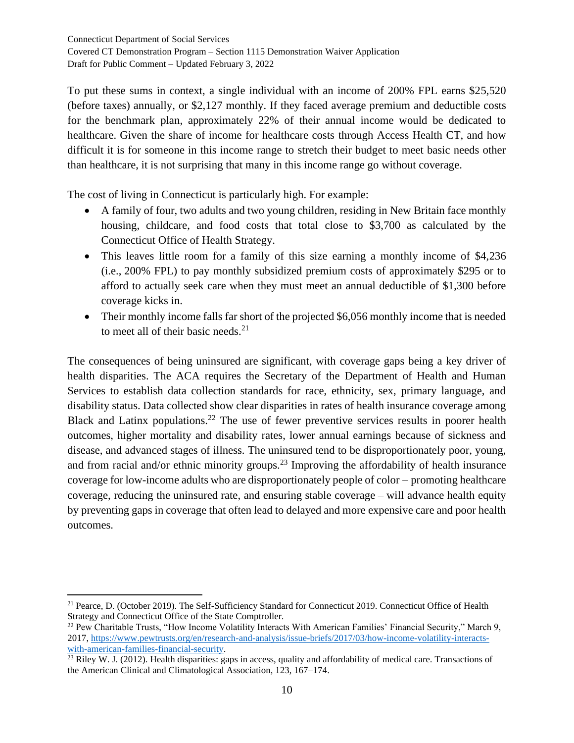To put these sums in context, a single individual with an income of 200% FPL earns $25,520 (before taxes) annually, or $2,127 monthly. If they faced average premium and deductible costs for the benchmark plan, approximately 22% of their annual income would be dedicated to healthcare. Given the share of income for healthcare costs through Access Health CT, and how difficult it is for someone in this income range to stretch their budget to meet basic needs other than healthcare, it is not surprising that many in this income range go without coverage.

The cost of living in Connecticut is particularly high. For example:

- A family of four, two adults and two young children, residing in New Britain face monthly housing, childcare, and food costs that total close to $3,700 as calculated by the Connecticut Office of Health Strategy.
- This leaves little room for a family of this size earning a monthly income of $4,236 (i.e., 200% FPL) to pay monthly subsidized premium costs of approximately $295 or to afford to actually seek care when they must meet an annual deductible of $1,300 before coverage kicks in.
- Their monthly income falls far short of the projected $6,056 monthly income that is needed to meet all of their basic needs.[21]

The consequences of being uninsured are significant, with coverage gaps being a key driver of health disparities. The ACA requires the Secretary of the Department of Health and Human Services to establish data collection standards for race, ethnicity, sex, primary language, and disability status. Data collected show clear disparities in rates of health insurance coverage among Black and Latinx populations.[22] The use of fewer preventive services results in poorer health outcomes, higher mortality and disability rates, lower annual earnings because of sickness and disease, and advanced stages of illness. The uninsured tend to be disproportionately poor, young, and from racial and/or ethnic minority groups.[23] Improving the affordability of health insurance coverage for low-income adults who are disproportionately people of color – promoting healthcare coverage, reducing the uninsured rate, and ensuring stable coverage – will advance health equity by preventing gaps in coverage that often lead to delayed and more expensive care and poor health outcomes.

---

[21] Pearce, D. (October 2019). The Self-Sufficiency Standard for Connecticut 2019. Connecticut Office of Health Strategy and Connecticut Office of the State Comptroller.

[22] Pew Charitable Trusts, "How Income Volatility Interacts With American Families' Financial Security," March 9, 2017, https://www.pewtrusts.org/en/research-and-analysis/issue-briefs/2017/03/how-income-volatility-interacts-with-american-families-financial-security.

[23] Riley W. J. (2012). Health disparities: gaps in access, quality and affordability of medical care. Transactions of the American Clinical and Climatological Association, 123, 167–174.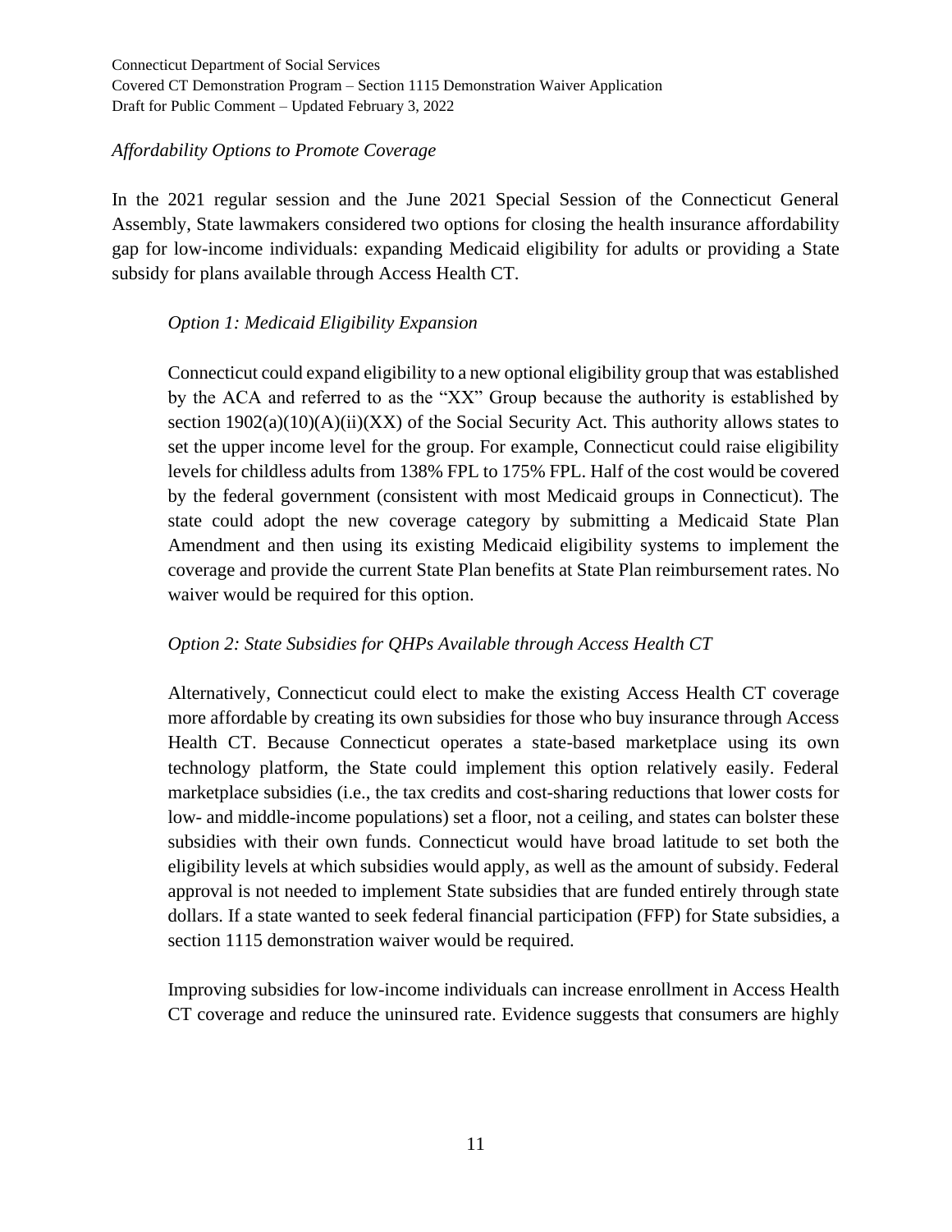*Affordability Options to Promote Coverage*

In the 2021 regular session and the June 2021 Special Session of the Connecticut General Assembly, State lawmakers considered two options for closing the health insurance affordability gap for low-income individuals: expanding Medicaid eligibility for adults or providing a State subsidy for plans available through Access Health CT.

*Option 1: Medicaid Eligibility Expansion*

Connecticut could expand eligibility to a new optional eligibility group that was established by the ACA and referred to as the "XX" Group because the authority is established by section 1902(a)(10)(A)(ii)(XX) of the Social Security Act. This authority allows states to set the upper income level for the group. For example, Connecticut could raise eligibility levels for childless adults from 138% FPL to 175% FPL. Half of the cost would be covered by the federal government (consistent with most Medicaid groups in Connecticut). The state could adopt the new coverage category by submitting a Medicaid State Plan Amendment and then using its existing Medicaid eligibility systems to implement the coverage and provide the current State Plan benefits at State Plan reimbursement rates. No waiver would be required for this option.

*Option 2: State Subsidies for QHPs Available through Access Health CT*

Alternatively, Connecticut could elect to make the existing Access Health CT coverage more affordable by creating its own subsidies for those who buy insurance through Access Health CT. Because Connecticut operates a state-based marketplace using its own technology platform, the State could implement this option relatively easily. Federal marketplace subsidies (i.e., the tax credits and cost-sharing reductions that lower costs for low- and middle-income populations) set a floor, not a ceiling, and states can bolster these subsidies with their own funds. Connecticut would have broad latitude to set both the eligibility levels at which subsidies would apply, as well as the amount of subsidy. Federal approval is not needed to implement State subsidies that are funded entirely through state dollars. If a state wanted to seek federal financial participation (FFP) for State subsidies, a section 1115 demonstration waiver would be required.

Improving subsidies for low-income individuals can increase enrollment in Access Health CT coverage and reduce the uninsured rate. Evidence suggests that consumers are highly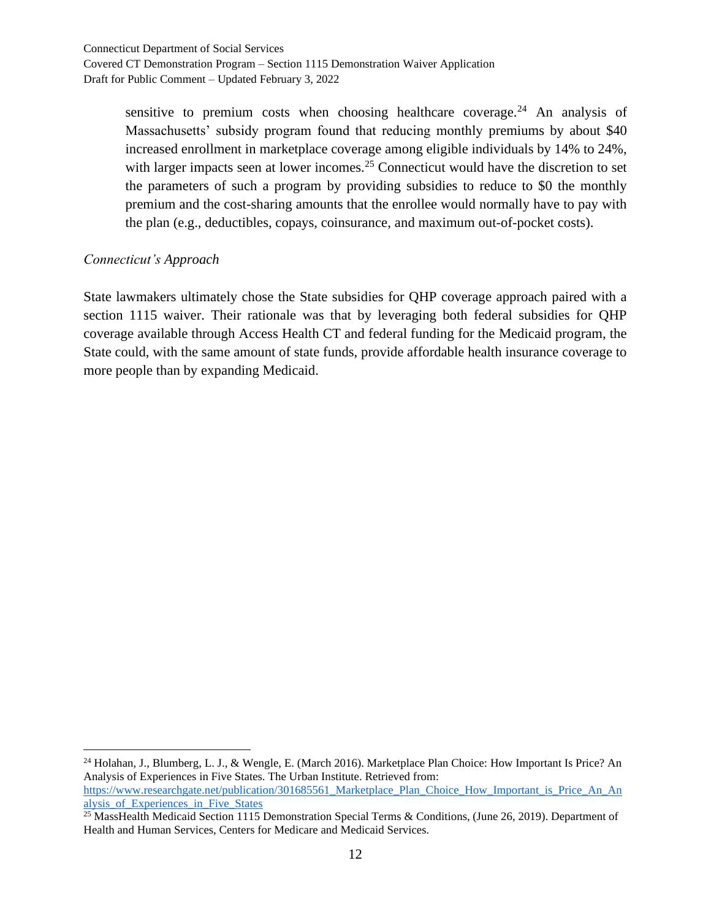sensitive to premium costs when choosing healthcare coverage.[24] An analysis of Massachusetts' subsidy program found that reducing monthly premiums by about $40 increased enrollment in marketplace coverage among eligible individuals by 14% to 24%, with larger impacts seen at lower incomes.[25] Connecticut would have the discretion to set the parameters of such a program by providing subsidies to reduce to $0 the monthly premium and the cost-sharing amounts that the enrollee would normally have to pay with the plan (e.g., deductibles, copays, coinsurance, and maximum out-of-pocket costs).

*Connecticut's Approach*

State lawmakers ultimately chose the State subsidies for QHP coverage approach paired with a section 1115 waiver. Their rationale was that by leveraging both federal subsidies for QHP coverage available through Access Health CT and federal funding for the Medicaid program, the State could, with the same amount of state funds, provide affordable health insurance coverage to more people than by expanding Medicaid.

---

[24] Holahan, J., Blumberg, L. J., & Wengle, E. (March 2016). Marketplace Plan Choice: How Important Is Price? An Analysis of Experiences in Five States. The Urban Institute. Retrieved from: https://www.researchgate.net/publication/301685561_Marketplace_Plan_Choice_How_Important_is_Price_An_Analysis_of_Experiences_in_Five_States

[25] MassHealth Medicaid Section 1115 Demonstration Special Terms & Conditions, (June 26, 2019). Department of Health and Human Services, Centers for Medicare and Medicaid Services.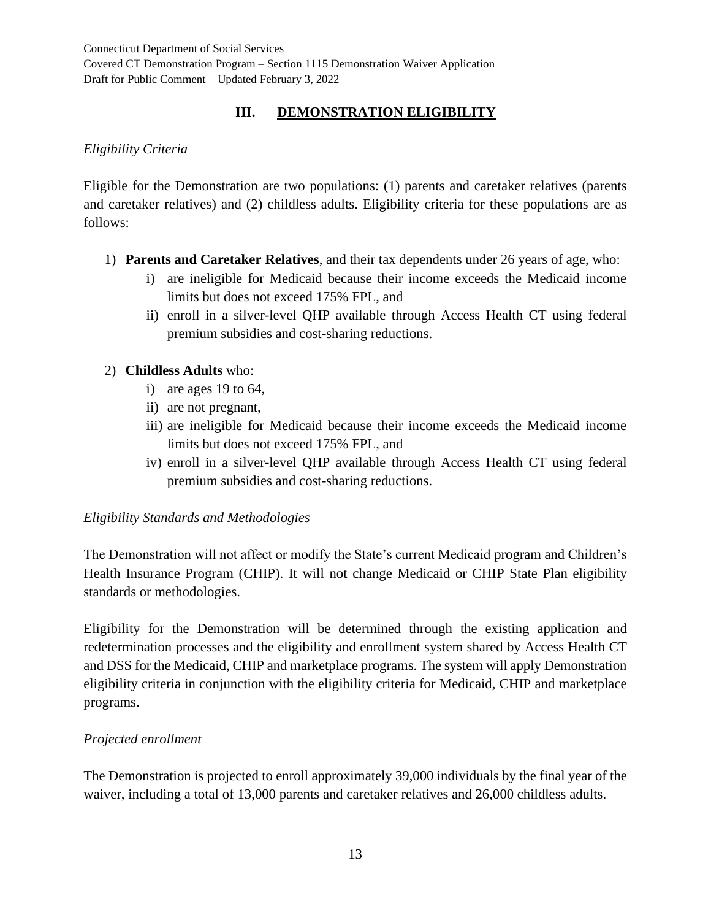## III. DEMONSTRATION ELIGIBILITY

*Eligibility Criteria*

Eligible for the Demonstration are two populations: (1) parents and caretaker relatives (parents and caretaker relatives) and (2) childless adults. Eligibility criteria for these populations are as follows:

1) **Parents and Caretaker Relatives**, and their tax dependents under 26 years of age, who:
   i) are ineligible for Medicaid because their income exceeds the Medicaid income limits but does not exceed 175% FPL, and
   ii) enroll in a silver-level QHP available through Access Health CT using federal premium subsidies and cost-sharing reductions.

2) **Childless Adults** who:
   i) are ages 19 to 64,
   ii) are not pregnant,
   iii) are ineligible for Medicaid because their income exceeds the Medicaid income limits but does not exceed 175% FPL, and
   iv) enroll in a silver-level QHP available through Access Health CT using federal premium subsidies and cost-sharing reductions.

*Eligibility Standards and Methodologies*

The Demonstration will not affect or modify the State's current Medicaid program and Children's Health Insurance Program (CHIP). It will not change Medicaid or CHIP State Plan eligibility standards or methodologies.

Eligibility for the Demonstration will be determined through the existing application and redetermination processes and the eligibility and enrollment system shared by Access Health CT and DSS for the Medicaid, CHIP and marketplace programs. The system will apply Demonstration eligibility criteria in conjunction with the eligibility criteria for Medicaid, CHIP and marketplace programs.

*Projected enrollment*

The Demonstration is projected to enroll approximately 39,000 individuals by the final year of the waiver, including a total of 13,000 parents and caretaker relatives and 26,000 childless adults.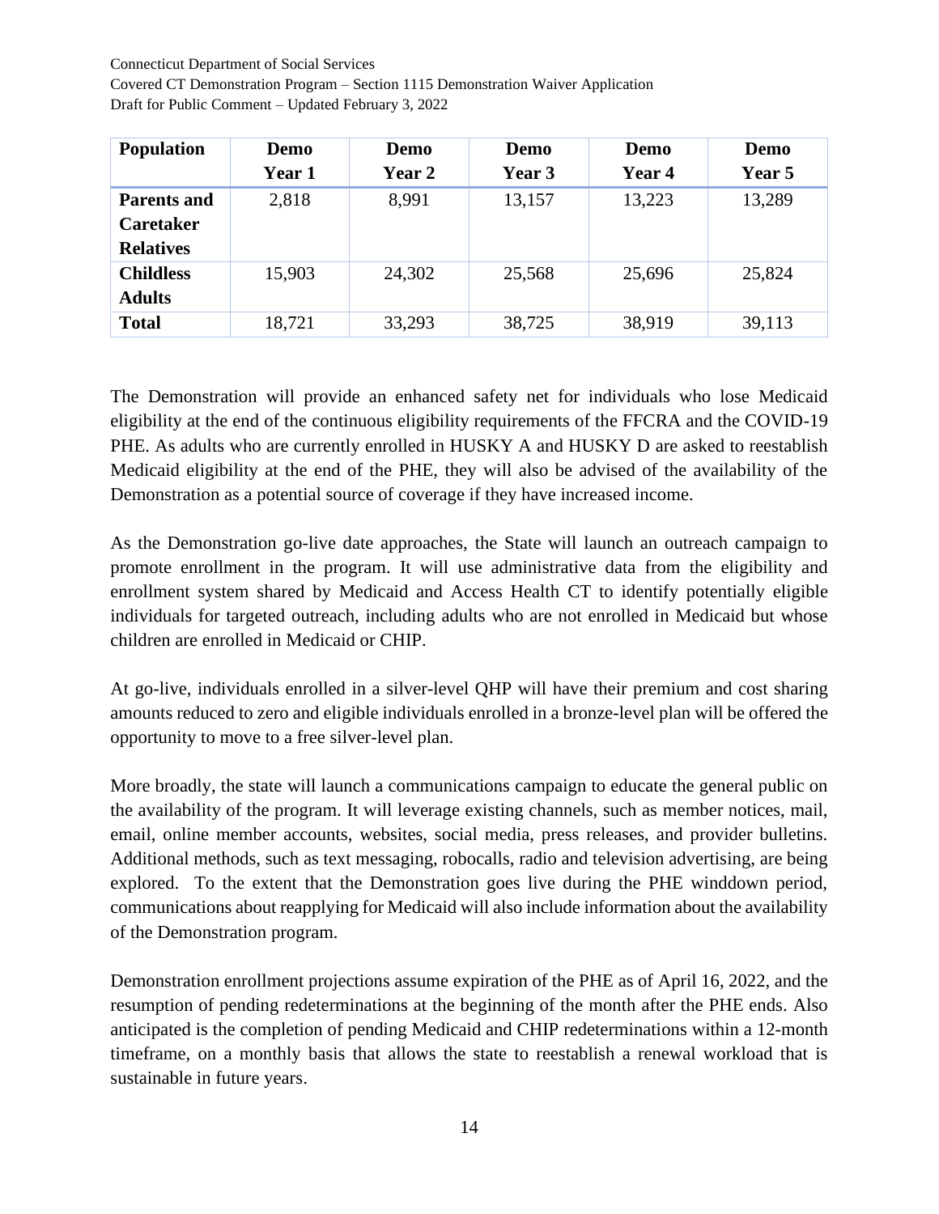| Population | Demo Year 1 | Demo Year 2 | Demo Year 3 | Demo Year 4 | Demo Year 5 |
|---|---|---|---|---|---|
| **Parents and Caretaker Relatives** | 2,818 | 8,991 | 13,157 | 13,223 | 13,289 |
| **Childless Adults** | 15,903 | 24,302 | 25,568 | 25,696 | 25,824 |
| **Total** | 18,721 | 33,293 | 38,725 | 38,919 | 39,113 |

The Demonstration will provide an enhanced safety net for individuals who lose Medicaid eligibility at the end of the continuous eligibility requirements of the FFCRA and the COVID-19 PHE. As adults who are currently enrolled in HUSKY A and HUSKY D are asked to reestablish Medicaid eligibility at the end of the PHE, they will also be advised of the availability of the Demonstration as a potential source of coverage if they have increased income.

As the Demonstration go-live date approaches, the State will launch an outreach campaign to promote enrollment in the program. It will use administrative data from the eligibility and enrollment system shared by Medicaid and Access Health CT to identify potentially eligible individuals for targeted outreach, including adults who are not enrolled in Medicaid but whose children are enrolled in Medicaid or CHIP.

At go-live, individuals enrolled in a silver-level QHP will have their premium and cost sharing amounts reduced to zero and eligible individuals enrolled in a bronze-level plan will be offered the opportunity to move to a free silver-level plan.

More broadly, the state will launch a communications campaign to educate the general public on the availability of the program. It will leverage existing channels, such as member notices, mail, email, online member accounts, websites, social media, press releases, and provider bulletins. Additional methods, such as text messaging, robocalls, radio and television advertising, are being explored. To the extent that the Demonstration goes live during the PHE winddown period, communications about reapplying for Medicaid will also include information about the availability of the Demonstration program.

Demonstration enrollment projections assume expiration of the PHE as of April 16, 2022, and the resumption of pending redeterminations at the beginning of the month after the PHE ends. Also anticipated is the completion of pending Medicaid and CHIP redeterminations within a 12-month timeframe, on a monthly basis that allows the state to reestablish a renewal workload that is sustainable in future years.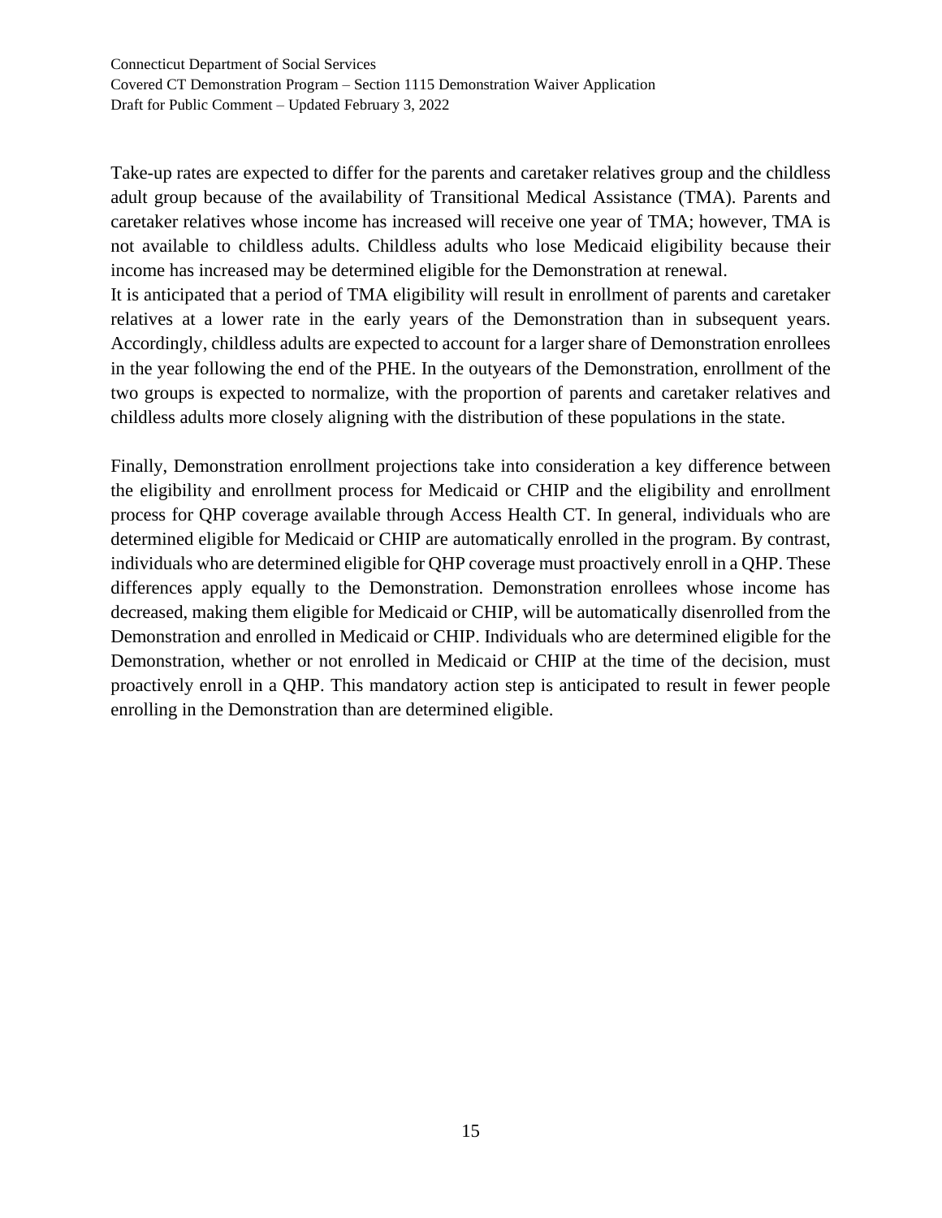Take-up rates are expected to differ for the parents and caretaker relatives group and the childless adult group because of the availability of Transitional Medical Assistance (TMA). Parents and caretaker relatives whose income has increased will receive one year of TMA; however, TMA is not available to childless adults. Childless adults who lose Medicaid eligibility because their income has increased may be determined eligible for the Demonstration at renewal.

It is anticipated that a period of TMA eligibility will result in enrollment of parents and caretaker relatives at a lower rate in the early years of the Demonstration than in subsequent years. Accordingly, childless adults are expected to account for a larger share of Demonstration enrollees in the year following the end of the PHE. In the outyears of the Demonstration, enrollment of the two groups is expected to normalize, with the proportion of parents and caretaker relatives and childless adults more closely aligning with the distribution of these populations in the state.

Finally, Demonstration enrollment projections take into consideration a key difference between the eligibility and enrollment process for Medicaid or CHIP and the eligibility and enrollment process for QHP coverage available through Access Health CT. In general, individuals who are determined eligible for Medicaid or CHIP are automatically enrolled in the program. By contrast, individuals who are determined eligible for QHP coverage must proactively enroll in a QHP. These differences apply equally to the Demonstration. Demonstration enrollees whose income has decreased, making them eligible for Medicaid or CHIP, will be automatically disenrolled from the Demonstration and enrolled in Medicaid or CHIP. Individuals who are determined eligible for the Demonstration, whether or not enrolled in Medicaid or CHIP at the time of the decision, must proactively enroll in a QHP. This mandatory action step is anticipated to result in fewer people enrolling in the Demonstration than are determined eligible.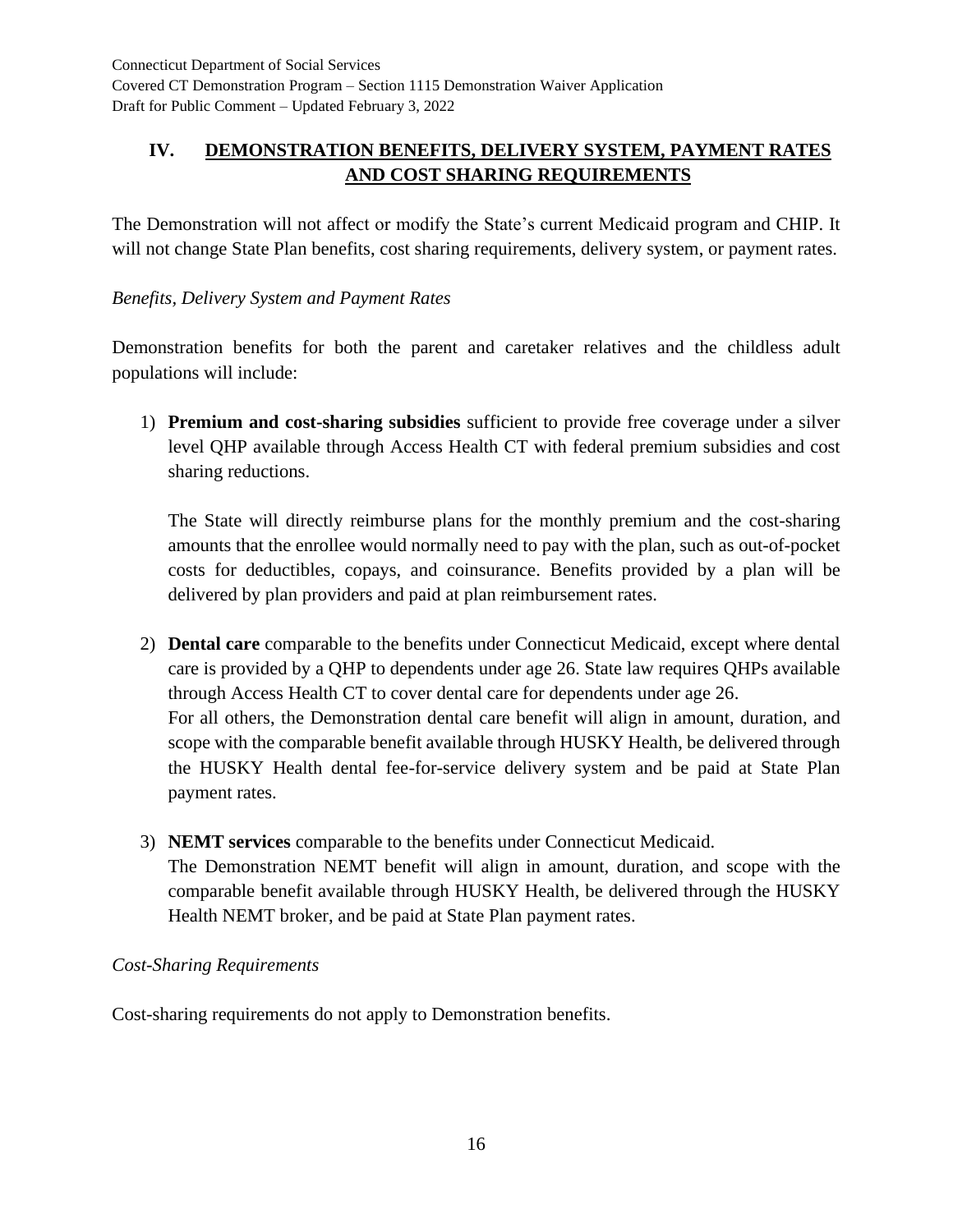## IV. DEMONSTRATION BENEFITS, DELIVERY SYSTEM, PAYMENT RATES AND COST SHARING REQUIREMENTS

The Demonstration will not affect or modify the State's current Medicaid program and CHIP. It will not change State Plan benefits, cost sharing requirements, delivery system, or payment rates.

*Benefits, Delivery System and Payment Rates*

Demonstration benefits for both the parent and caretaker relatives and the childless adult populations will include:

1) **Premium and cost-sharing subsidies** sufficient to provide free coverage under a silver level QHP available through Access Health CT with federal premium subsidies and cost sharing reductions.

   The State will directly reimburse plans for the monthly premium and the cost-sharing amounts that the enrollee would normally need to pay with the plan, such as out-of-pocket costs for deductibles, copays, and coinsurance. Benefits provided by a plan will be delivered by plan providers and paid at plan reimbursement rates.

2) **Dental care** comparable to the benefits under Connecticut Medicaid, except where dental care is provided by a QHP to dependents under age 26. State law requires QHPs available through Access Health CT to cover dental care for dependents under age 26.
   For all others, the Demonstration dental care benefit will align in amount, duration, and scope with the comparable benefit available through HUSKY Health, be delivered through the HUSKY Health dental fee-for-service delivery system and be paid at State Plan payment rates.

3) **NEMT services** comparable to the benefits under Connecticut Medicaid.
   The Demonstration NEMT benefit will align in amount, duration, and scope with the comparable benefit available through HUSKY Health, be delivered through the HUSKY Health NEMT broker, and be paid at State Plan payment rates.

*Cost-Sharing Requirements*

Cost-sharing requirements do not apply to Demonstration benefits.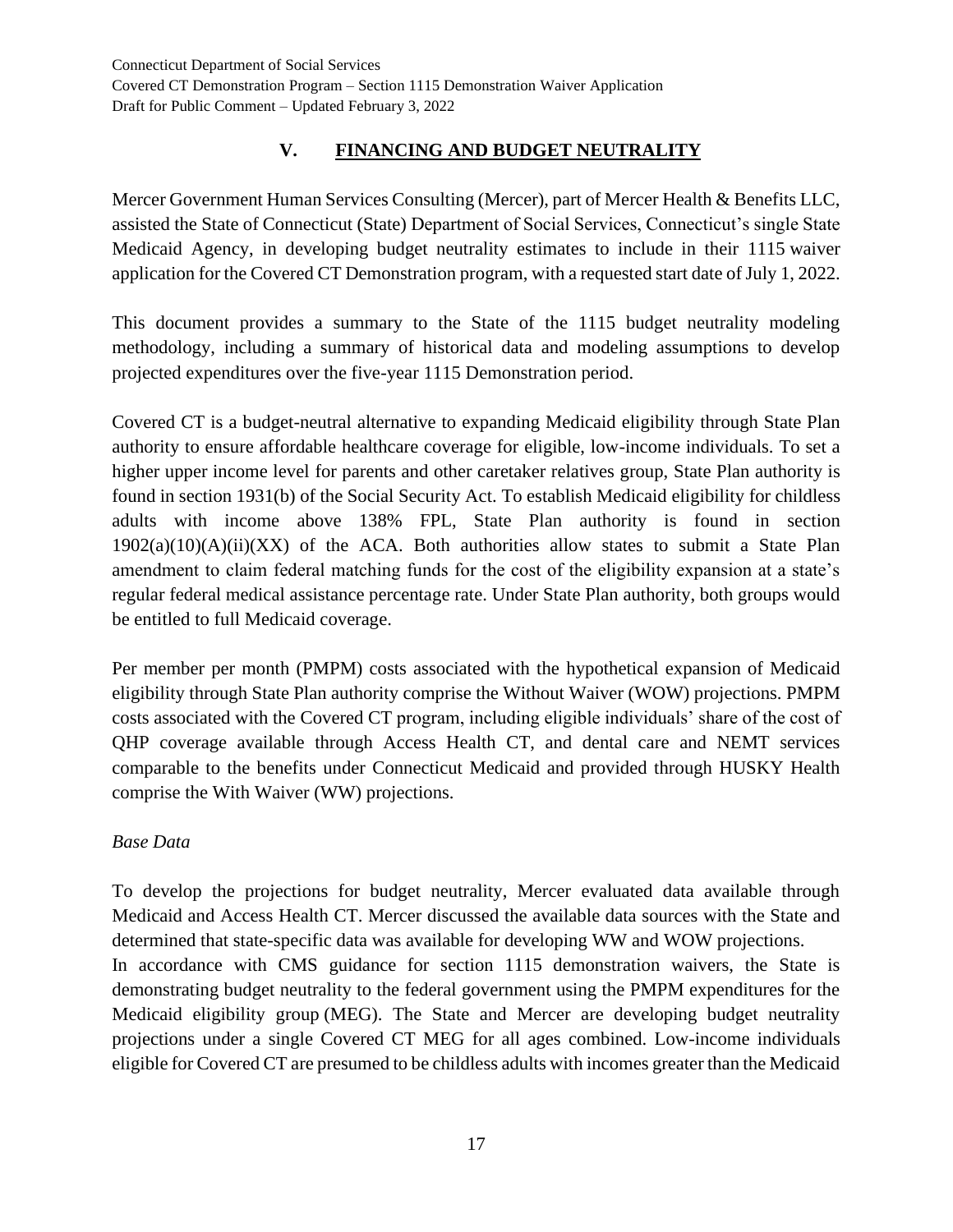## V. FINANCING AND BUDGET NEUTRALITY

Mercer Government Human Services Consulting (Mercer), part of Mercer Health & Benefits LLC, assisted the State of Connecticut (State) Department of Social Services, Connecticut's single State Medicaid Agency, in developing budget neutrality estimates to include in their 1115 waiver application for the Covered CT Demonstration program, with a requested start date of July 1, 2022.

This document provides a summary to the State of the 1115 budget neutrality modeling methodology, including a summary of historical data and modeling assumptions to develop projected expenditures over the five-year 1115 Demonstration period.

Covered CT is a budget-neutral alternative to expanding Medicaid eligibility through State Plan authority to ensure affordable healthcare coverage for eligible, low-income individuals. To set a higher upper income level for parents and other caretaker relatives group, State Plan authority is found in section 1931(b) of the Social Security Act. To establish Medicaid eligibility for childless adults with income above 138% FPL, State Plan authority is found in section 1902(a)(10)(A)(ii)(XX) of the ACA. Both authorities allow states to submit a State Plan amendment to claim federal matching funds for the cost of the eligibility expansion at a state's regular federal medical assistance percentage rate. Under State Plan authority, both groups would be entitled to full Medicaid coverage.

Per member per month (PMPM) costs associated with the hypothetical expansion of Medicaid eligibility through State Plan authority comprise the Without Waiver (WOW) projections. PMPM costs associated with the Covered CT program, including eligible individuals' share of the cost of QHP coverage available through Access Health CT, and dental care and NEMT services comparable to the benefits under Connecticut Medicaid and provided through HUSKY Health comprise the With Waiver (WW) projections.

*Base Data*

To develop the projections for budget neutrality, Mercer evaluated data available through Medicaid and Access Health CT. Mercer discussed the available data sources with the State and determined that state-specific data was available for developing WW and WOW projections.

In accordance with CMS guidance for section 1115 demonstration waivers, the State is demonstrating budget neutrality to the federal government using the PMPM expenditures for the Medicaid eligibility group (MEG). The State and Mercer are developing budget neutrality projections under a single Covered CT MEG for all ages combined. Low-income individuals eligible for Covered CT are presumed to be childless adults with incomes greater than the Medicaid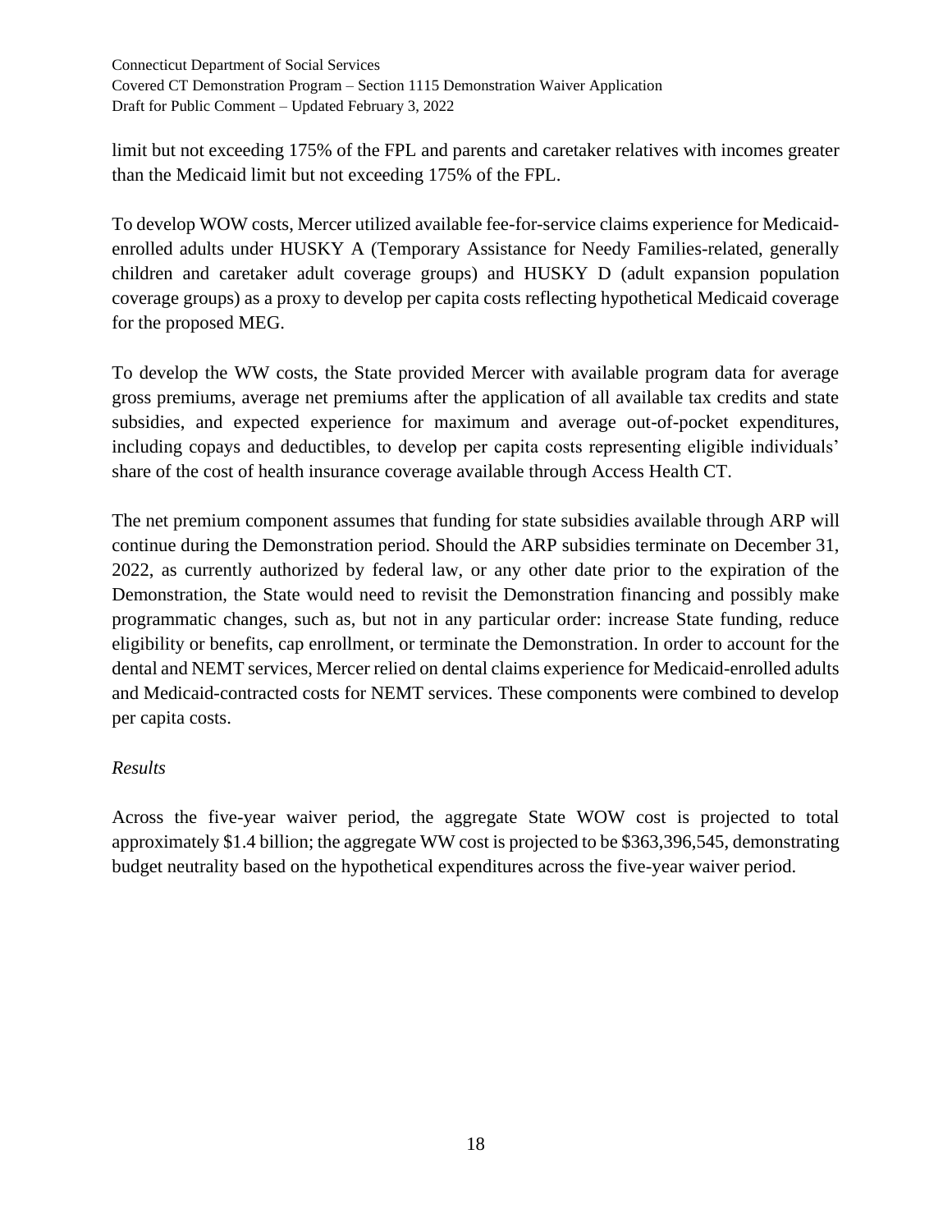limit but not exceeding 175% of the FPL and parents and caretaker relatives with incomes greater than the Medicaid limit but not exceeding 175% of the FPL.

To develop WOW costs, Mercer utilized available fee-for-service claims experience for Medicaid-enrolled adults under HUSKY A (Temporary Assistance for Needy Families-related, generally children and caretaker adult coverage groups) and HUSKY D (adult expansion population coverage groups) as a proxy to develop per capita costs reflecting hypothetical Medicaid coverage for the proposed MEG.

To develop the WW costs, the State provided Mercer with available program data for average gross premiums, average net premiums after the application of all available tax credits and state subsidies, and expected experience for maximum and average out-of-pocket expenditures, including copays and deductibles, to develop per capita costs representing eligible individuals' share of the cost of health insurance coverage available through Access Health CT.

The net premium component assumes that funding for state subsidies available through ARP will continue during the Demonstration period. Should the ARP subsidies terminate on December 31, 2022, as currently authorized by federal law, or any other date prior to the expiration of the Demonstration, the State would need to revisit the Demonstration financing and possibly make programmatic changes, such as, but not in any particular order: increase State funding, reduce eligibility or benefits, cap enrollment, or terminate the Demonstration. In order to account for the dental and NEMT services, Mercer relied on dental claims experience for Medicaid-enrolled adults and Medicaid-contracted costs for NEMT services. These components were combined to develop per capita costs.

*Results*

Across the five-year waiver period, the aggregate State WOW cost is projected to total approximately $1.4 billion; the aggregate WW cost is projected to be $363,396,545, demonstrating budget neutrality based on the hypothetical expenditures across the five-year waiver period.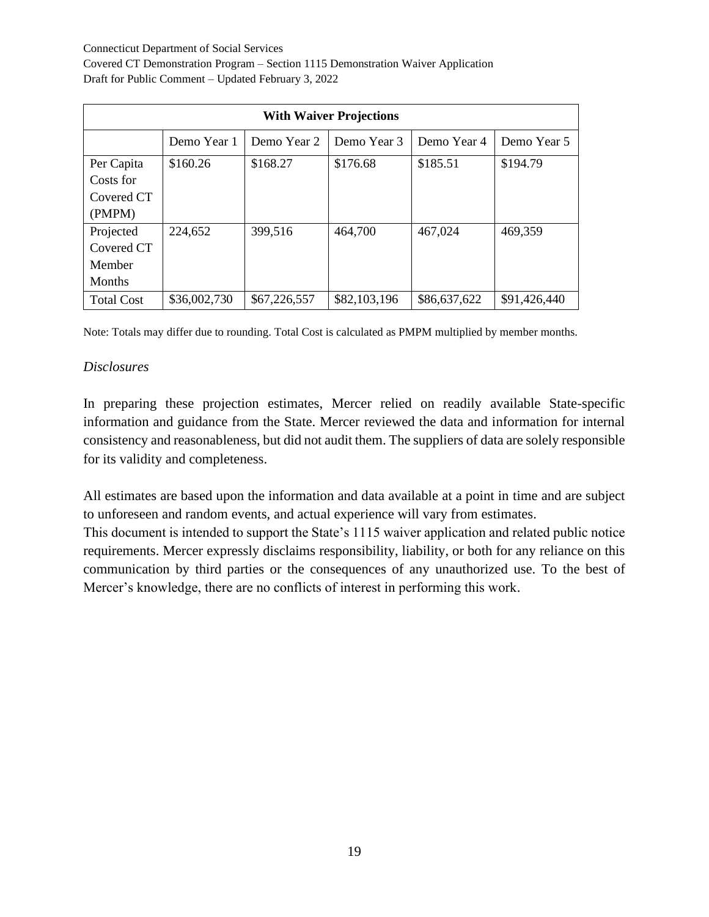| With Waiver Projections | | | | | |
|---|---|---|---|---|---|
| | Demo Year 1 | Demo Year 2 | Demo Year 3 | Demo Year 4 | Demo Year 5 |
| Per Capita Costs for Covered CT (PMPM) | $160.26 | $168.27 | $176.68 | $185.51 | $194.79 |
| Projected Covered CT Member Months | 224,652 | 399,516 | 464,700 | 467,024 | 469,359 |
| Total Cost | $36,002,730 | $67,226,557 | $82,103,196 | $86,637,622 | $91,426,440 |

Note: Totals may differ due to rounding. Total Cost is calculated as PMPM multiplied by member months.

*Disclosures*

In preparing these projection estimates, Mercer relied on readily available State-specific information and guidance from the State. Mercer reviewed the data and information for internal consistency and reasonableness, but did not audit them. The suppliers of data are solely responsible for its validity and completeness.

All estimates are based upon the information and data available at a point in time and are subject to unforeseen and random events, and actual experience will vary from estimates.
This document is intended to support the State's 1115 waiver application and related public notice requirements. Mercer expressly disclaims responsibility, liability, or both for any reliance on this communication by third parties or the consequences of any unauthorized use. To the best of Mercer's knowledge, there are no conflicts of interest in performing this work.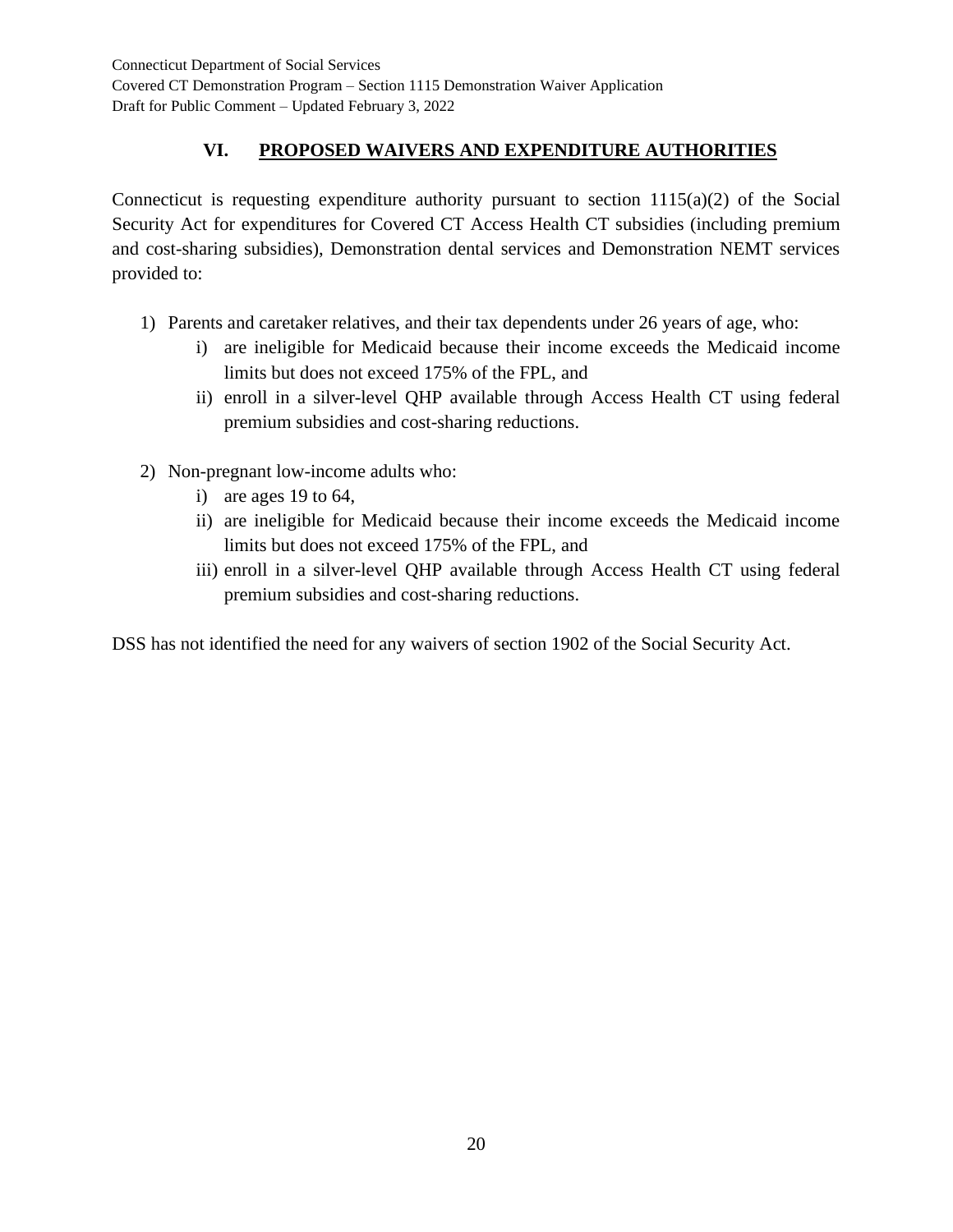## VI. PROPOSED WAIVERS AND EXPENDITURE AUTHORITIES

Connecticut is requesting expenditure authority pursuant to section 1115(a)(2) of the Social Security Act for expenditures for Covered CT Access Health CT subsidies (including premium and cost-sharing subsidies), Demonstration dental services and Demonstration NEMT services provided to:

1) Parents and caretaker relatives, and their tax dependents under 26 years of age, who:
   i) are ineligible for Medicaid because their income exceeds the Medicaid income limits but does not exceed 175% of the FPL, and
   ii) enroll in a silver-level QHP available through Access Health CT using federal premium subsidies and cost-sharing reductions.

2) Non-pregnant low-income adults who:
   i) are ages 19 to 64,
   ii) are ineligible for Medicaid because their income exceeds the Medicaid income limits but does not exceed 175% of the FPL, and
   iii) enroll in a silver-level QHP available through Access Health CT using federal premium subsidies and cost-sharing reductions.

DSS has not identified the need for any waivers of section 1902 of the Social Security Act.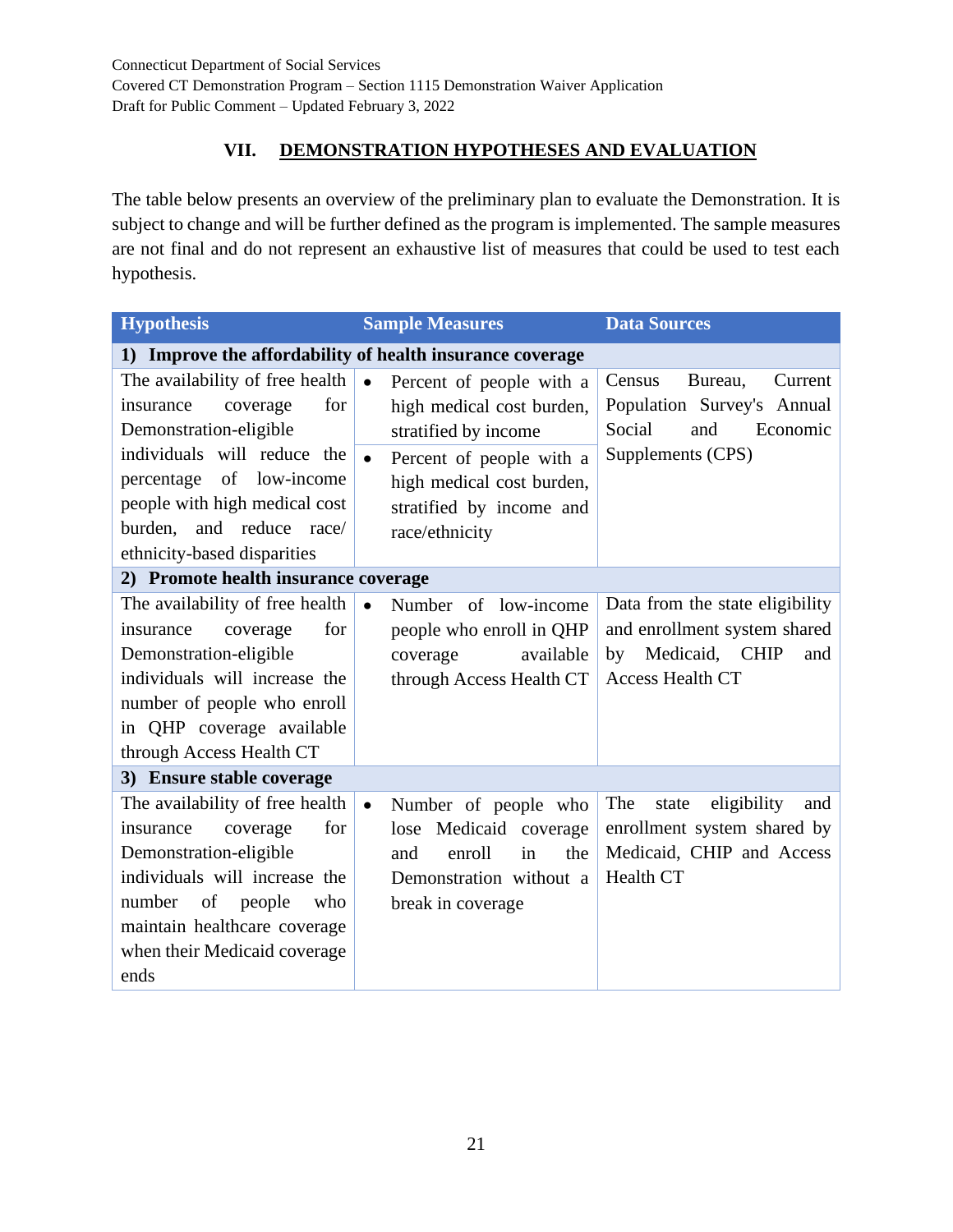## VII. DEMONSTRATION HYPOTHESES AND EVALUATION

The table below presents an overview of the preliminary plan to evaluate the Demonstration. It is subject to change and will be further defined as the program is implemented. The sample measures are not final and do not represent an exhaustive list of measures that could be used to test each hypothesis.

| Hypothesis | Sample Measures | Data Sources |
|---|---|---|
| **1) Improve the affordability of health insurance coverage** | | |
| The availability of free health insurance coverage for Demonstration-eligible individuals will reduce the percentage of low-income people with high medical cost burden, and reduce race/ ethnicity-based disparities | • Percent of people with a high medical cost burden, stratified by income<br>• Percent of people with a high medical cost burden, stratified by income and race/ethnicity | Census Bureau, Current Population Survey's Annual Social and Economic Supplements (CPS) |
| **2) Promote health insurance coverage** | | |
| The availability of free health insurance coverage for Demonstration-eligible individuals will increase the number of people who enroll in QHP coverage available through Access Health CT | • Number of low-income people who enroll in QHP coverage available through Access Health CT | Data from the state eligibility and enrollment system shared by Medicaid, CHIP and Access Health CT |
| **3) Ensure stable coverage** | | |
| The availability of free health insurance coverage for Demonstration-eligible individuals will increase the number of people who maintain healthcare coverage when their Medicaid coverage ends | • Number of people who lose Medicaid coverage and enroll in the Demonstration without a break in coverage | The state eligibility and enrollment system shared by Medicaid, CHIP and Access Health CT |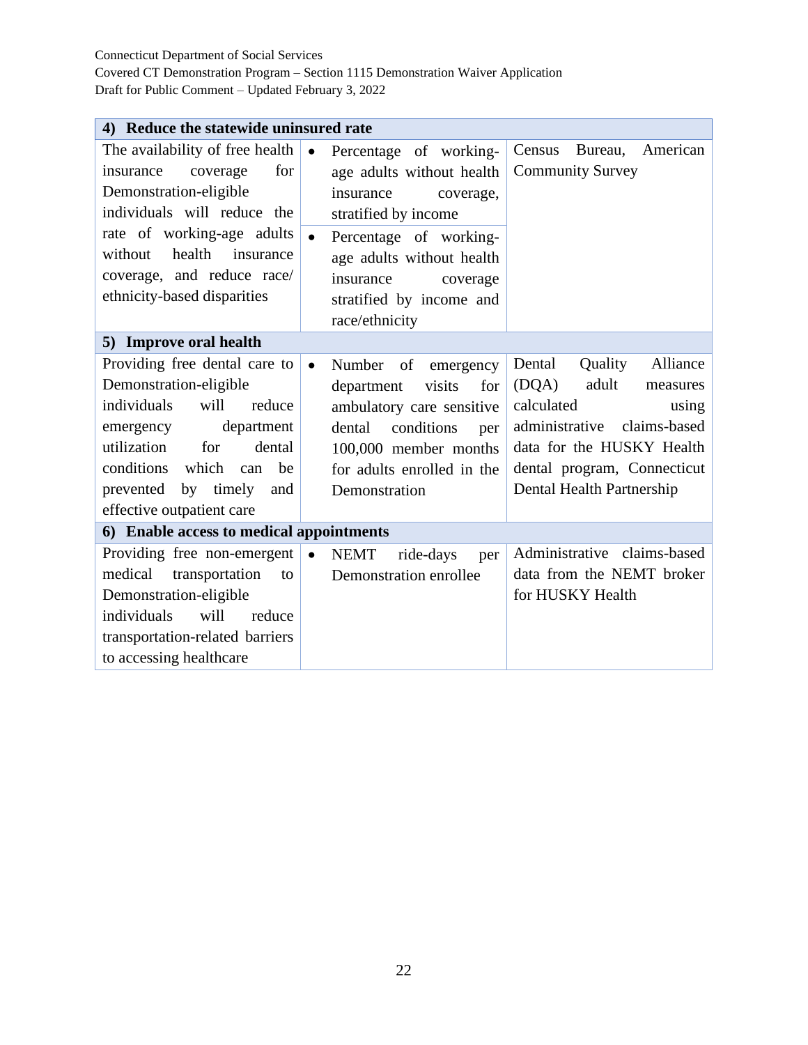| 4) Reduce the statewide uninsured rate | | |
|---|---|---|
| The availability of free health insurance coverage for Demonstration-eligible individuals will reduce the rate of working-age adults without health insurance coverage, and reduce race/ ethnicity-based disparities | • Percentage of working-age adults without health insurance coverage, stratified by income<br>• Percentage of working-age adults without health insurance coverage stratified by income and race/ethnicity | Census Bureau, American Community Survey |
| **5) Improve oral health** | | |
| Providing free dental care to Demonstration-eligible individuals will reduce emergency department utilization for dental conditions which can be prevented by timely and effective outpatient care | • Number of emergency department visits for ambulatory care sensitive dental conditions per 100,000 member months for adults enrolled in the Demonstration | Dental Quality Alliance (DQA) adult measures calculated using administrative claims-based data for the HUSKY Health dental program, Connecticut Dental Health Partnership |
| **6) Enable access to medical appointments** | | |
| Providing free non-emergent medical transportation to Demonstration-eligible individuals will reduce transportation-related barriers to accessing healthcare | • NEMT ride-days per Demonstration enrollee | Administrative claims-based data from the NEMT broker for HUSKY Health |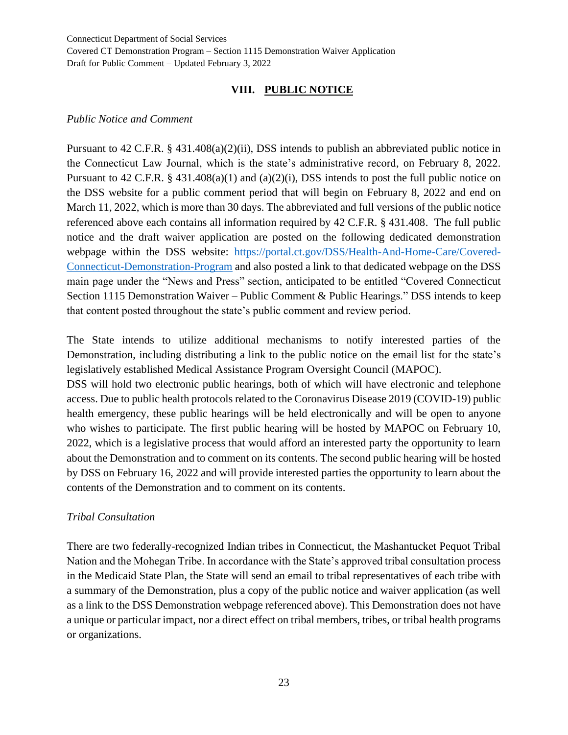## VIII. PUBLIC NOTICE

*Public Notice and Comment*

Pursuant to 42 C.F.R. § 431.408(a)(2)(ii), DSS intends to publish an abbreviated public notice in the Connecticut Law Journal, which is the state's administrative record, on February 8, 2022. Pursuant to 42 C.F.R. § 431.408(a)(1) and (a)(2)(i), DSS intends to post the full public notice on the DSS website for a public comment period that will begin on February 8, 2022 and end on March 11, 2022, which is more than 30 days. The abbreviated and full versions of the public notice referenced above each contains all information required by 42 C.F.R. § 431.408. The full public notice and the draft waiver application are posted on the following dedicated demonstration webpage within the DSS website: [https://portal.ct.gov/DSS/Health-And-Home-Care/Covered-Connecticut-Demonstration-Program](https://portal.ct.gov/DSS/Health-And-Home-Care/Covered-Connecticut-Demonstration-Program) and also posted a link to that dedicated webpage on the DSS main page under the "News and Press" section, anticipated to be entitled "Covered Connecticut Section 1115 Demonstration Waiver – Public Comment & Public Hearings." DSS intends to keep that content posted throughout the state's public comment and review period.

The State intends to utilize additional mechanisms to notify interested parties of the Demonstration, including distributing a link to the public notice on the email list for the state's legislatively established Medical Assistance Program Oversight Council (MAPOC).
DSS will hold two electronic public hearings, both of which will have electronic and telephone access. Due to public health protocols related to the Coronavirus Disease 2019 (COVID-19) public health emergency, these public hearings will be held electronically and will be open to anyone who wishes to participate. The first public hearing will be hosted by MAPOC on February 10, 2022, which is a legislative process that would afford an interested party the opportunity to learn about the Demonstration and to comment on its contents. The second public hearing will be hosted by DSS on February 16, 2022 and will provide interested parties the opportunity to learn about the contents of the Demonstration and to comment on its contents.

*Tribal Consultation*

There are two federally-recognized Indian tribes in Connecticut, the Mashantucket Pequot Tribal Nation and the Mohegan Tribe. In accordance with the State's approved tribal consultation process in the Medicaid State Plan, the State will send an email to tribal representatives of each tribe with a summary of the Demonstration, plus a copy of the public notice and waiver application (as well as a link to the DSS Demonstration webpage referenced above). This Demonstration does not have a unique or particular impact, nor a direct effect on tribal members, tribes, or tribal health programs or organizations.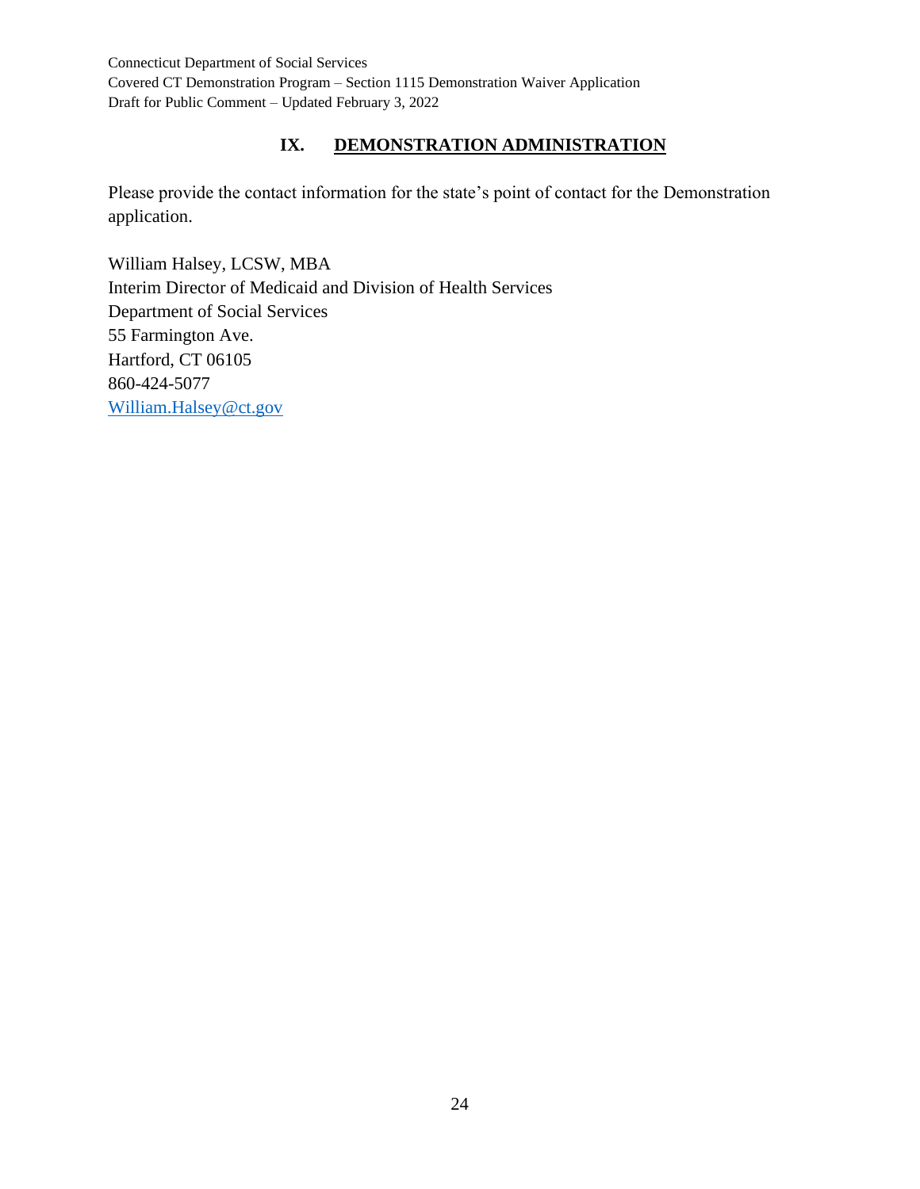## IX. DEMONSTRATION ADMINISTRATION

Please provide the contact information for the state's point of contact for the Demonstration application.

William Halsey, LCSW, MBA
Interim Director of Medicaid and Division of Health Services
Department of Social Services
55 Farmington Ave.
Hartford, CT 06105
860-424-5077
William.Halsey@ct.gov